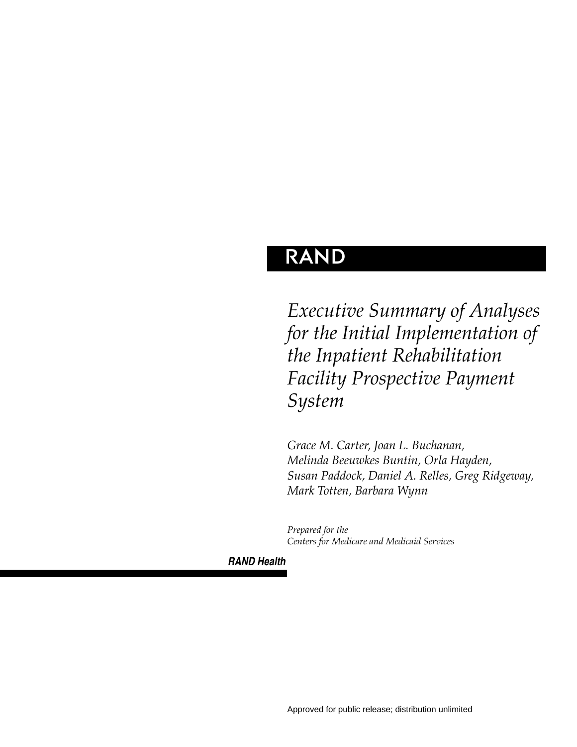RAND

# *Executive Summary of Analyses for the Initial Implementation of the Inpatient Rehabilitation Facility Prospective Payment System*

*Grace M. Carter, Joan L. Buchanan, Melinda Beeuwkes Buntin, Orla Hayden, Susan Paddock, Daniel A. Relles, Greg Ridgeway, Mark Totten, Barbara Wynn*

*Prepared for the Centers for Medicare and Medicaid Services*

**RAND Health**

Approved for public release; distribution unlimited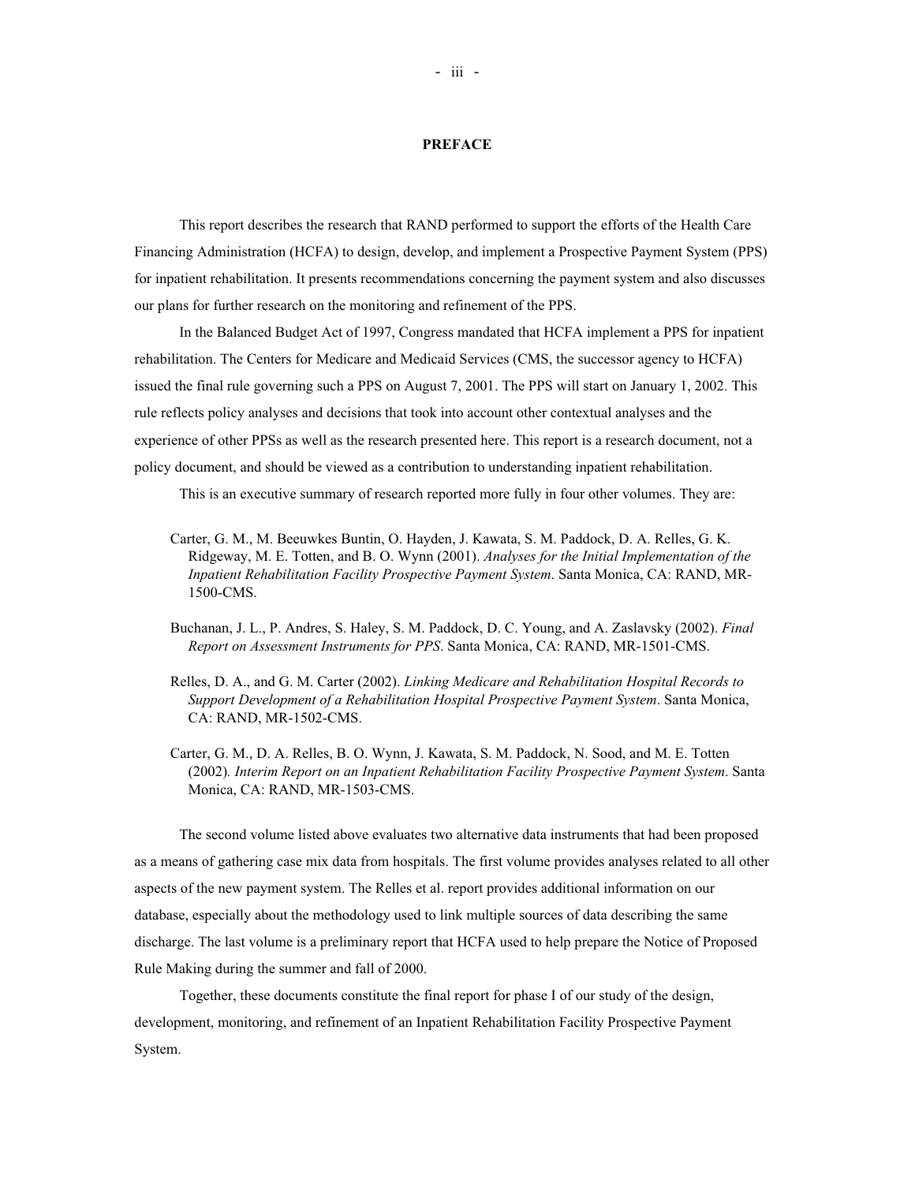# PREFACE

This report describes the research that RAND performed to support the efforts of the Health Care Financing Administration (HCFA) to design, develop, and implement a Prospective Payment System (PPS) for inpatient rehabilitation. It presents recommendations concerning the payment system and also discusses our plans for further research on the monitoring and refinement of the PPS.

In the Balanced Budget Act of 1997, Congress mandated that HCFA implement a PPS for inpatient rehabilitation. The Centers for Medicare and Medicaid Services (CMS, the successor agency to HCFA) issued the final rule governing such a PPS on August 7, 2001. The PPS will start on January 1, 2002. This rule reflects policy analyses and decisions that took into account other contextual analyses and the experience of other PPSs as well as the research presented here. This report is a research document, not a policy document, and should be viewed as a contribution to understanding inpatient rehabilitation.

This is an executive summary of research reported more fully in four other volumes. They are:

Carter, G. M., M. Beeuwkes Buntin, O. Hayden, J. Kawata, S. M. Paddock, D. A. Relles, G. K. Ridgeway, M. E. Totten, and B. O. Wynn (2001). *Analyses for the Initial Implementation of the Inpatient Rehabilitation Facility Prospective Payment System*. Santa Monica, CA: RAND, MR-1500-CMS.

Buchanan, J. L., P. Andres, S. Haley, S. M. Paddock, D. C. Young, and A. Zaslavsky (2002). *Final Report on Assessment Instruments for PPS*. Santa Monica, CA: RAND, MR-1501-CMS.

Relles, D. A., and G. M. Carter (2002). *Linking Medicare and Rehabilitation Hospital Records to Support Development of a Rehabilitation Hospital Prospective Payment System*. Santa Monica, CA: RAND, MR-1502-CMS.

Carter, G. M., D. A. Relles, B. O. Wynn, J. Kawata, S. M. Paddock, N. Sood, and M. E. Totten (2002). *Interim Report on an Inpatient Rehabilitation Facility Prospective Payment System*. Santa Monica, CA: RAND, MR-1503-CMS.

The second volume listed above evaluates two alternative data instruments that had been proposed as a means of gathering case mix data from hospitals. The first volume provides analyses related to all other aspects of the new payment system. The Relles et al. report provides additional information on our database, especially about the methodology used to link multiple sources of data describing the same discharge. The last volume is a preliminary report that HCFA used to help prepare the Notice of Proposed Rule Making during the summer and fall of 2000.

Together, these documents constitute the final report for phase I of our study of the design, development, monitoring, and refinement of an Inpatient Rehabilitation Facility Prospective Payment System.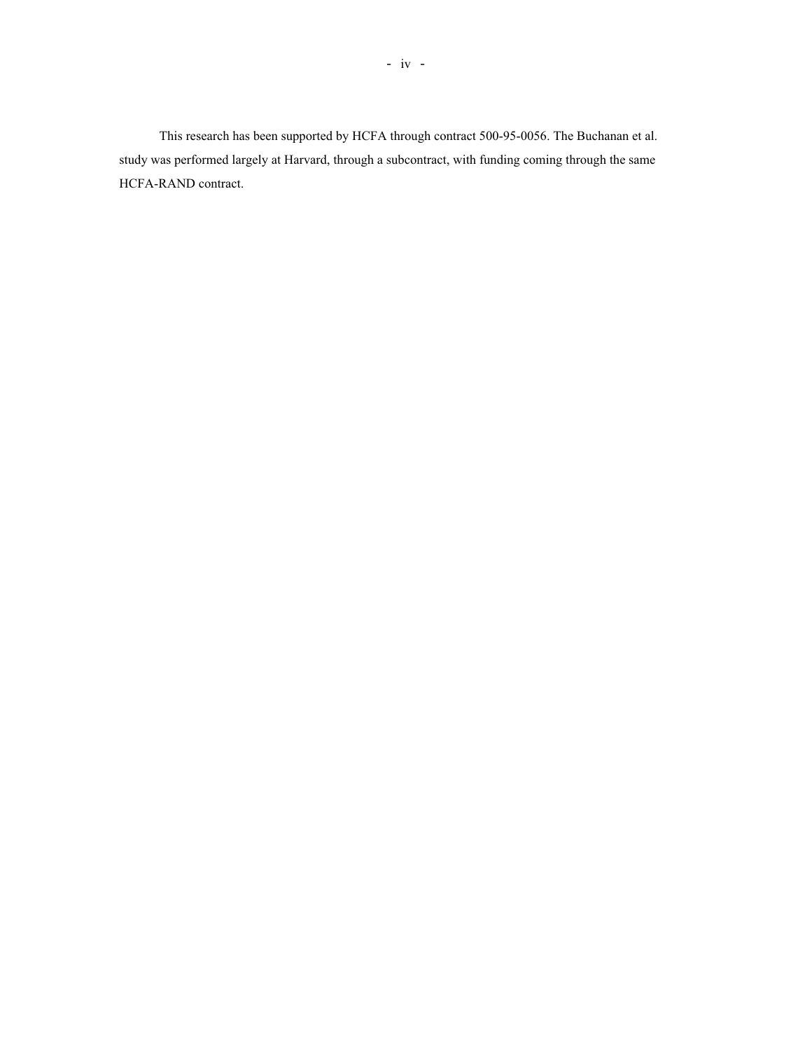This research has been supported by HCFA through contract 500-95-0056. The Buchanan et al. study was performed largely at Harvard, through a subcontract, with funding coming through the same HCFA-RAND contract.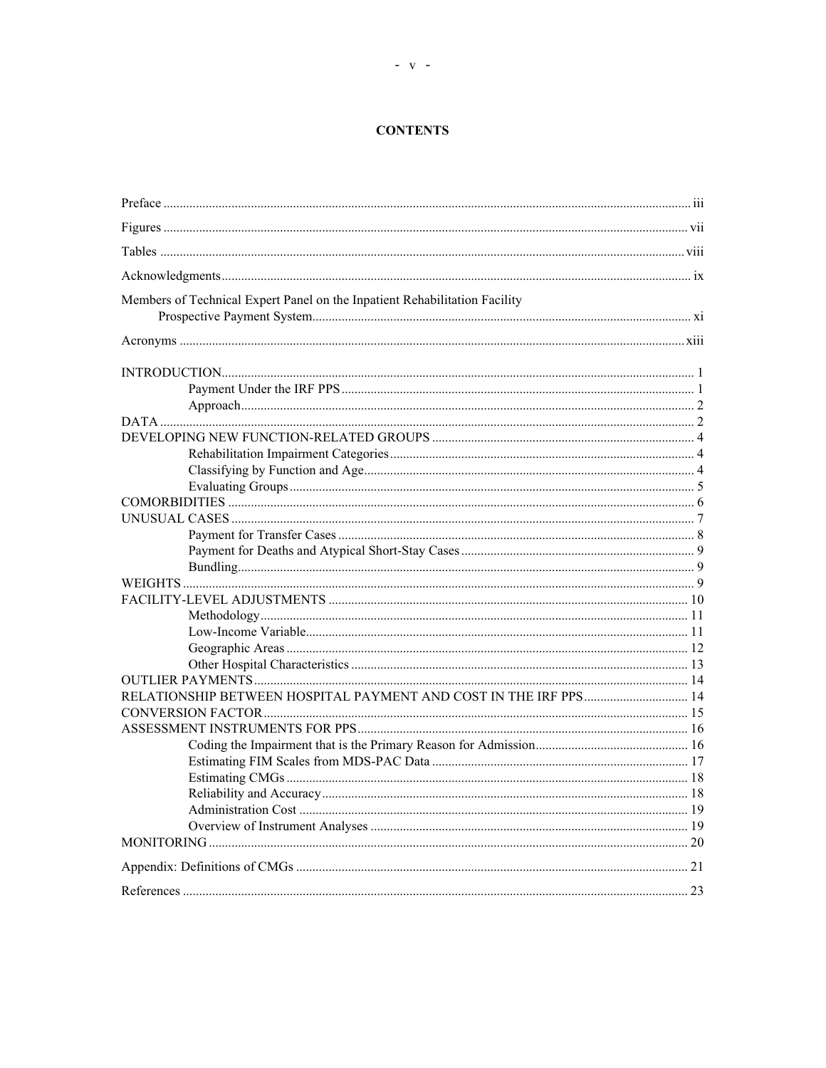# CONTENTS

Preface ........ iii

Figures ........ vii

Tables ........ viii

Acknowledgments ........ ix

Members of Technical Expert Panel on the Inpatient Rehabilitation Facility Prospective Payment System ........ xi

Acronyms ........ xiii

INTRODUCTION ........ 1
- Payment Under the IRF PPS ........ 1
- Approach ........ 2

DATA ........ 2

DEVELOPING NEW FUNCTION-RELATED GROUPS ........ 4
- Rehabilitation Impairment Categories ........ 4
- Classifying by Function and Age ........ 4
- Evaluating Groups ........ 5

COMORBIDITIES ........ 6

UNUSUAL CASES ........ 7
- Payment for Transfer Cases ........ 8
- Payment for Deaths and Atypical Short-Stay Cases ........ 9
- Bundling ........ 9

WEIGHTS ........ 9

FACILITY-LEVEL ADJUSTMENTS ........ 10
- Methodology ........ 11
- Low-Income Variable ........ 11
- Geographic Areas ........ 12
- Other Hospital Characteristics ........ 13

OUTLIER PAYMENTS ........ 14

RELATIONSHIP BETWEEN HOSPITAL PAYMENT AND COST IN THE IRF PPS ........ 14

CONVERSION FACTOR ........ 15

ASSESSMENT INSTRUMENTS FOR PPS ........ 16
- Coding the Impairment that is the Primary Reason for Admission ........ 16
- Estimating FIM Scales from MDS-PAC Data ........ 17
- Estimating CMGs ........ 18
- Reliability and Accuracy ........ 18
- Administration Cost ........ 19
- Overview of Instrument Analyses ........ 19

MONITORING ........ 20

Appendix: Definitions of CMGs ........ 21

References ........ 23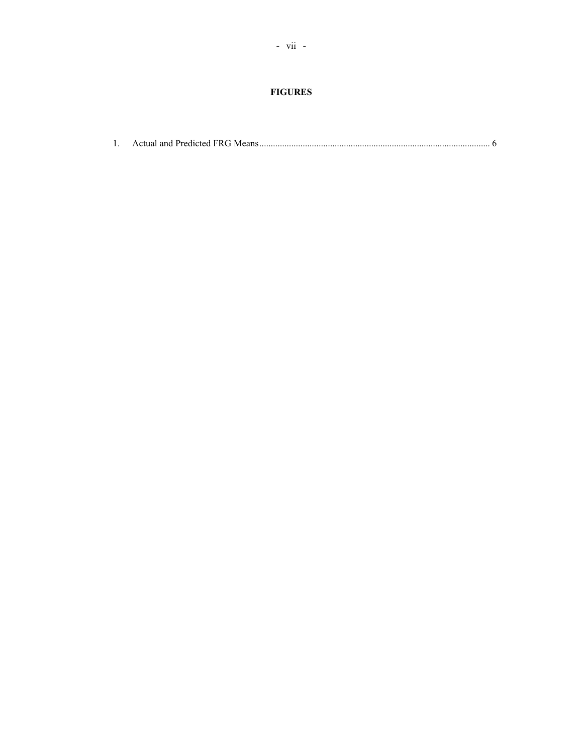## FIGURES

1. Actual and Predicted FRG Means ........................................................................................................ 6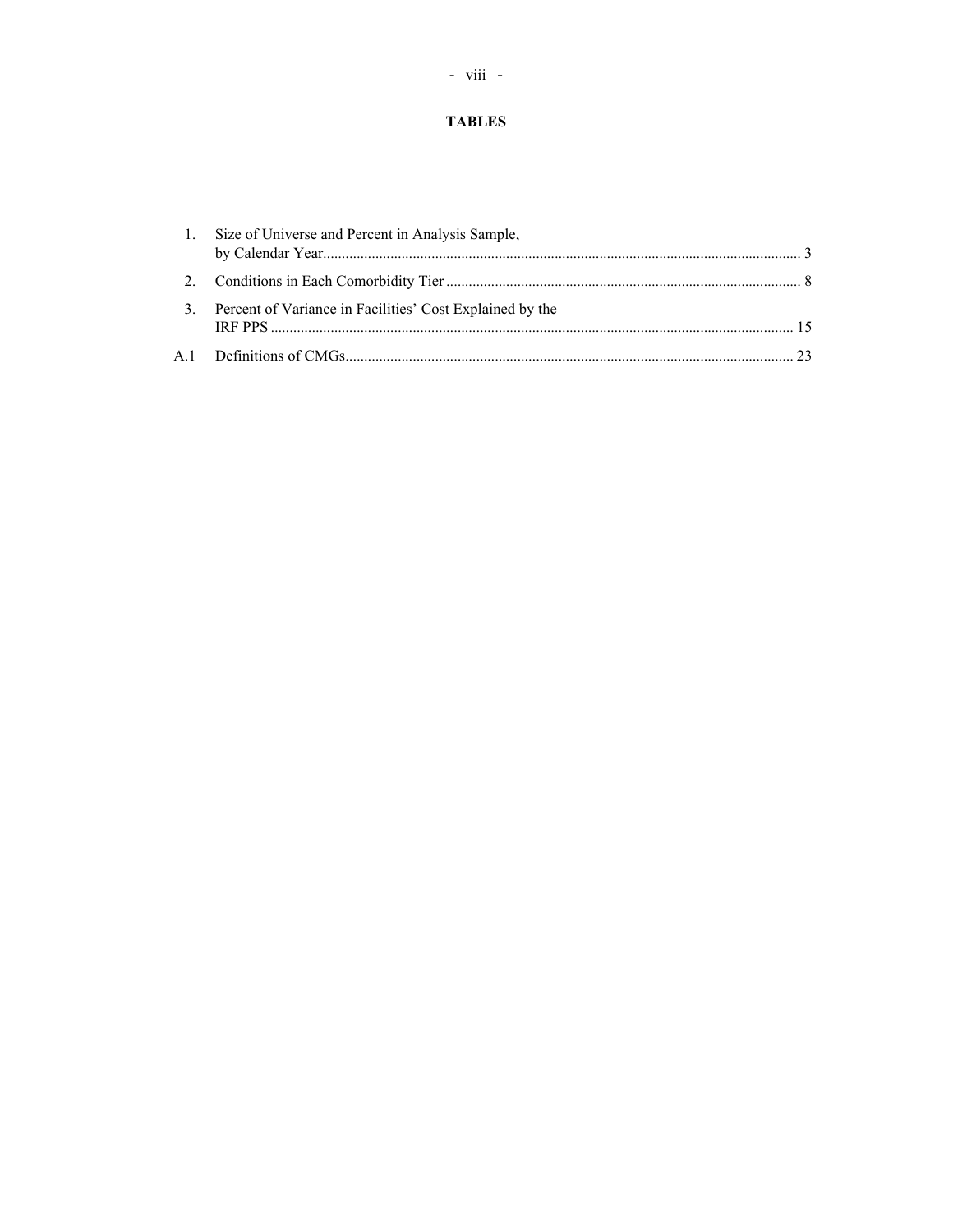# TABLES

1. Size of Universe and Percent in Analysis Sample, by Calendar Year ........ 3
2. Conditions in Each Comorbidity Tier ........ 8
3. Percent of Variance in Facilities' Cost Explained by the IRF PPS ........ 15

A.1 Definitions of CMGs ........ 23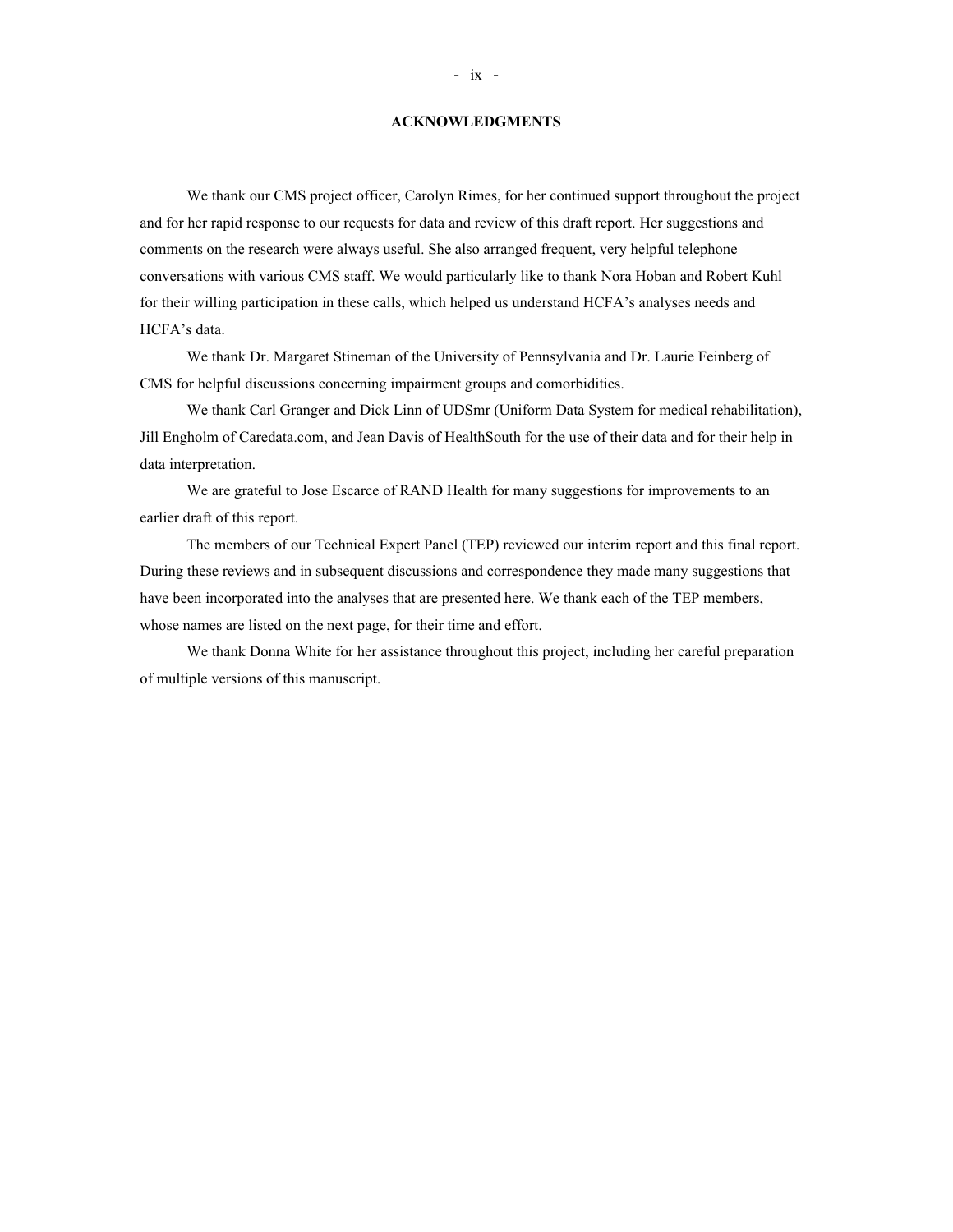## ACKNOWLEDGMENTS

We thank our CMS project officer, Carolyn Rimes, for her continued support throughout the project and for her rapid response to our requests for data and review of this draft report. Her suggestions and comments on the research were always useful. She also arranged frequent, very helpful telephone conversations with various CMS staff. We would particularly like to thank Nora Hoban and Robert Kuhl for their willing participation in these calls, which helped us understand HCFA's analyses needs and HCFA's data.

We thank Dr. Margaret Stineman of the University of Pennsylvania and Dr. Laurie Feinberg of CMS for helpful discussions concerning impairment groups and comorbidities.

We thank Carl Granger and Dick Linn of UDSmr (Uniform Data System for medical rehabilitation), Jill Engholm of Caredata.com, and Jean Davis of HealthSouth for the use of their data and for their help in data interpretation.

We are grateful to Jose Escarce of RAND Health for many suggestions for improvements to an earlier draft of this report.

The members of our Technical Expert Panel (TEP) reviewed our interim report and this final report. During these reviews and in subsequent discussions and correspondence they made many suggestions that have been incorporated into the analyses that are presented here. We thank each of the TEP members, whose names are listed on the next page, for their time and effort.

We thank Donna White for her assistance throughout this project, including her careful preparation of multiple versions of this manuscript.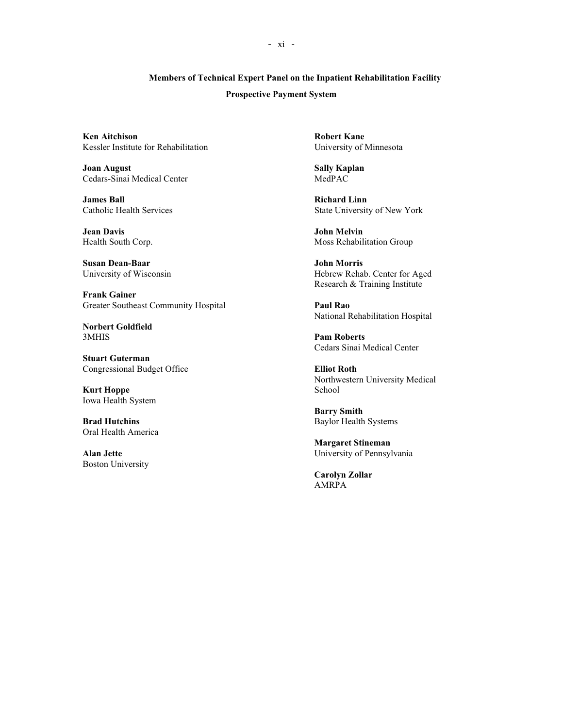## Members of Technical Expert Panel on the Inpatient Rehabilitation Facility Prospective Payment System

**Ken Aitchison**
Kessler Institute for Rehabilitation

**Joan August**
Cedars-Sinai Medical Center

**James Ball**
Catholic Health Services

**Jean Davis**
Health South Corp.

**Susan Dean-Baar**
University of Wisconsin

**Frank Gainer**
Greater Southeast Community Hospital

**Norbert Goldfield**
3MHIS

**Stuart Guterman**
Congressional Budget Office

**Kurt Hoppe**
Iowa Health System

**Brad Hutchins**
Oral Health America

**Alan Jette**
Boston University

**Robert Kane**
University of Minnesota

**Sally Kaplan**
MedPAC

**Richard Linn**
State University of New York

**John Melvin**
Moss Rehabilitation Group

**John Morris**
Hebrew Rehab. Center for Aged Research & Training Institute

**Paul Rao**
National Rehabilitation Hospital

**Pam Roberts**
Cedars Sinai Medical Center

**Elliot Roth**
Northwestern University Medical School

**Barry Smith**
Baylor Health Systems

**Margaret Stineman**
University of Pennsylvania

**Carolyn Zollar**
AMRPA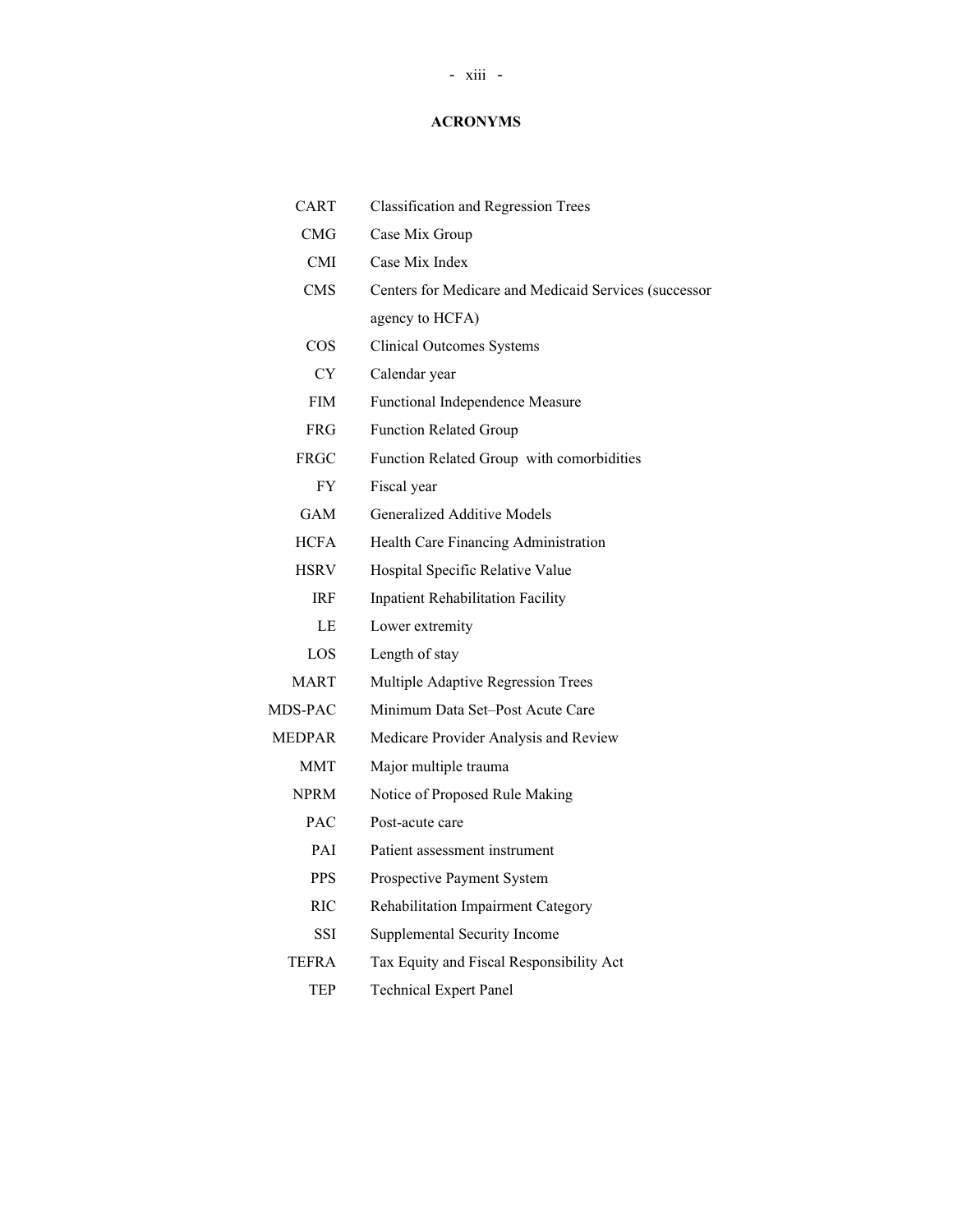## ACRONYMS

| | |
|---|---|
| CART | Classification and Regression Trees |
| CMG | Case Mix Group |
| CMI | Case Mix Index |
| CMS | Centers for Medicare and Medicaid Services (successor agency to HCFA) |
| COS | Clinical Outcomes Systems |
| CY | Calendar year |
| FIM | Functional Independence Measure |
| FRG | Function Related Group |
| FRGC | Function Related Group with comorbidities |
| FY | Fiscal year |
| GAM | Generalized Additive Models |
| HCFA | Health Care Financing Administration |
| HSRV | Hospital Specific Relative Value |
| IRF | Inpatient Rehabilitation Facility |
| LE | Lower extremity |
| LOS | Length of stay |
| MART | Multiple Adaptive Regression Trees |
| MDS-PAC | Minimum Data Set–Post Acute Care |
| MEDPAR | Medicare Provider Analysis and Review |
| MMT | Major multiple trauma |
| NPRM | Notice of Proposed Rule Making |
| PAC | Post-acute care |
| PAI | Patient assessment instrument |
| PPS | Prospective Payment System |
| RIC | Rehabilitation Impairment Category |
| SSI | Supplemental Security Income |
| TEFRA | Tax Equity and Fiscal Responsibility Act |
| TEP | Technical Expert Panel |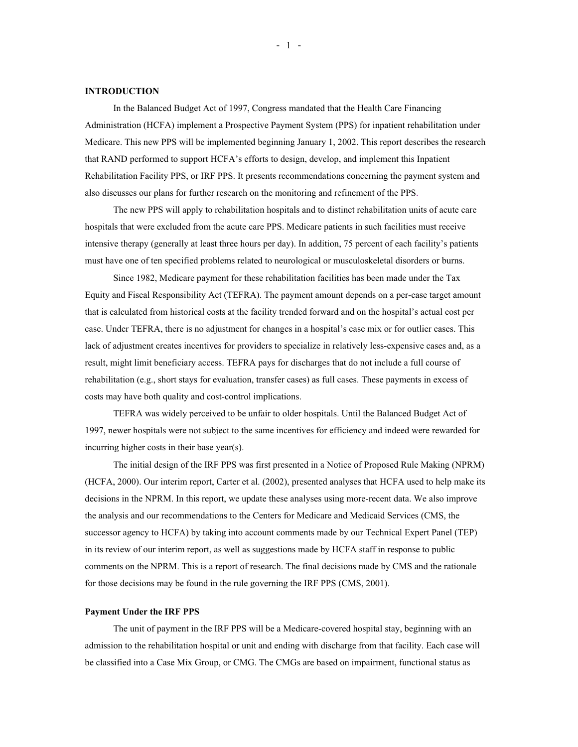## INTRODUCTION

In the Balanced Budget Act of 1997, Congress mandated that the Health Care Financing Administration (HCFA) implement a Prospective Payment System (PPS) for inpatient rehabilitation under Medicare. This new PPS will be implemented beginning January 1, 2002. This report describes the research that RAND performed to support HCFA's efforts to design, develop, and implement this Inpatient Rehabilitation Facility PPS, or IRF PPS. It presents recommendations concerning the payment system and also discusses our plans for further research on the monitoring and refinement of the PPS.

The new PPS will apply to rehabilitation hospitals and to distinct rehabilitation units of acute care hospitals that were excluded from the acute care PPS. Medicare patients in such facilities must receive intensive therapy (generally at least three hours per day). In addition, 75 percent of each facility's patients must have one of ten specified problems related to neurological or musculoskeletal disorders or burns.

Since 1982, Medicare payment for these rehabilitation facilities has been made under the Tax Equity and Fiscal Responsibility Act (TEFRA). The payment amount depends on a per-case target amount that is calculated from historical costs at the facility trended forward and on the hospital's actual cost per case. Under TEFRA, there is no adjustment for changes in a hospital's case mix or for outlier cases. This lack of adjustment creates incentives for providers to specialize in relatively less-expensive cases and, as a result, might limit beneficiary access. TEFRA pays for discharges that do not include a full course of rehabilitation (e.g., short stays for evaluation, transfer cases) as full cases. These payments in excess of costs may have both quality and cost-control implications.

TEFRA was widely perceived to be unfair to older hospitals. Until the Balanced Budget Act of 1997, newer hospitals were not subject to the same incentives for efficiency and indeed were rewarded for incurring higher costs in their base year(s).

The initial design of the IRF PPS was first presented in a Notice of Proposed Rule Making (NPRM) (HCFA, 2000). Our interim report, Carter et al. (2002), presented analyses that HCFA used to help make its decisions in the NPRM. In this report, we update these analyses using more-recent data. We also improve the analysis and our recommendations to the Centers for Medicare and Medicaid Services (CMS, the successor agency to HCFA) by taking into account comments made by our Technical Expert Panel (TEP) in its review of our interim report, as well as suggestions made by HCFA staff in response to public comments on the NPRM. This is a report of research. The final decisions made by CMS and the rationale for those decisions may be found in the rule governing the IRF PPS (CMS, 2001).

### Payment Under the IRF PPS

The unit of payment in the IRF PPS will be a Medicare-covered hospital stay, beginning with an admission to the rehabilitation hospital or unit and ending with discharge from that facility. Each case will be classified into a Case Mix Group, or CMG. The CMGs are based on impairment, functional status as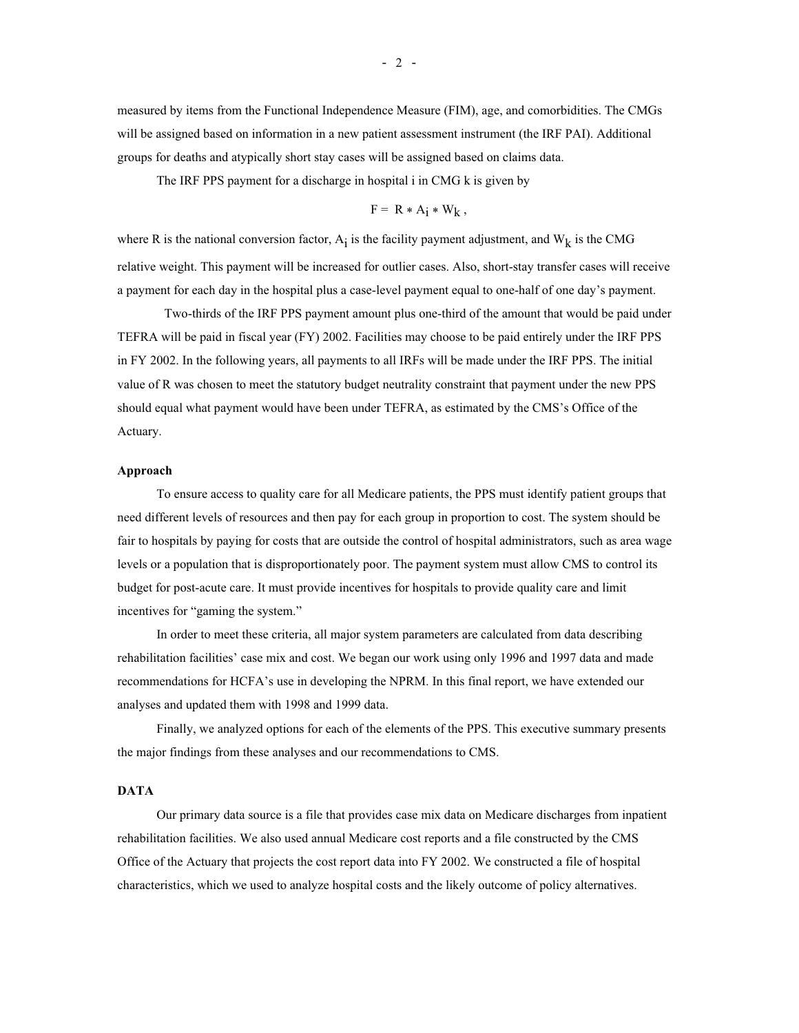measured by items from the Functional Independence Measure (FIM), age, and comorbidities. The CMGs will be assigned based on information in a new patient assessment instrument (the IRF PAI). Additional groups for deaths and atypically short stay cases will be assigned based on claims data.

The IRF PPS payment for a discharge in hospital i in CMG k is given by

$$F = R * A_i * W_k \,,$$

where R is the national conversion factor, $A_i$ is the facility payment adjustment, and $W_k$ is the CMG relative weight. This payment will be increased for outlier cases. Also, short-stay transfer cases will receive a payment for each day in the hospital plus a case-level payment equal to one-half of one day's payment.

Two-thirds of the IRF PPS payment amount plus one-third of the amount that would be paid under TEFRA will be paid in fiscal year (FY) 2002. Facilities may choose to be paid entirely under the IRF PPS in FY 2002. In the following years, all payments to all IRFs will be made under the IRF PPS. The initial value of R was chosen to meet the statutory budget neutrality constraint that payment under the new PPS should equal what payment would have been under TEFRA, as estimated by the CMS's Office of the Actuary.

**Approach**

To ensure access to quality care for all Medicare patients, the PPS must identify patient groups that need different levels of resources and then pay for each group in proportion to cost. The system should be fair to hospitals by paying for costs that are outside the control of hospital administrators, such as area wage levels or a population that is disproportionately poor. The payment system must allow CMS to control its budget for post-acute care. It must provide incentives for hospitals to provide quality care and limit incentives for "gaming the system."

In order to meet these criteria, all major system parameters are calculated from data describing rehabilitation facilities' case mix and cost. We began our work using only 1996 and 1997 data and made recommendations for HCFA's use in developing the NPRM. In this final report, we have extended our analyses and updated them with 1998 and 1999 data.

Finally, we analyzed options for each of the elements of the PPS. This executive summary presents the major findings from these analyses and our recommendations to CMS.

**DATA**

Our primary data source is a file that provides case mix data on Medicare discharges from inpatient rehabilitation facilities. We also used annual Medicare cost reports and a file constructed by the CMS Office of the Actuary that projects the cost report data into FY 2002. We constructed a file of hospital characteristics, which we used to analyze hospital costs and the likely outcome of policy alternatives.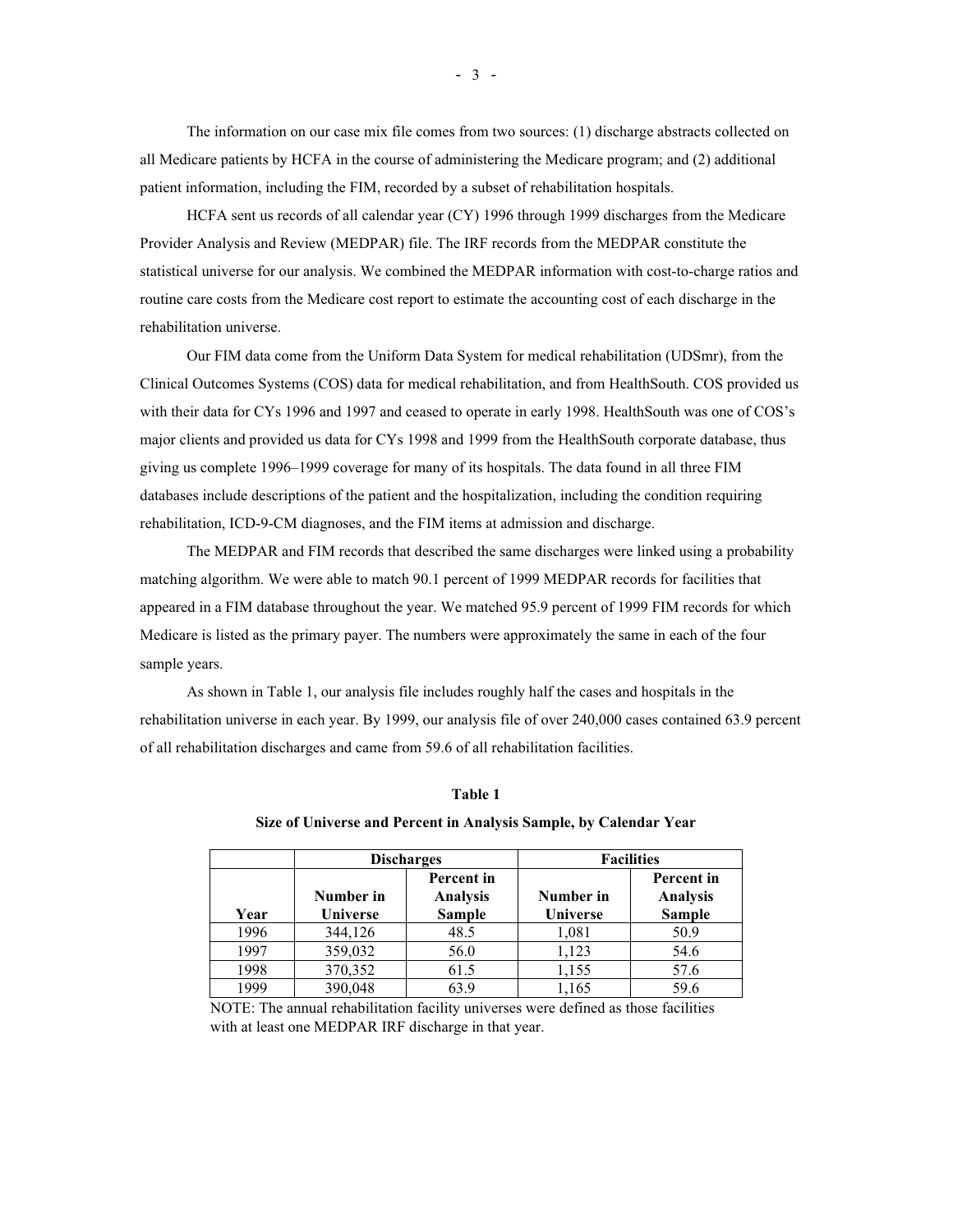The information on our case mix file comes from two sources: (1) discharge abstracts collected on all Medicare patients by HCFA in the course of administering the Medicare program; and (2) additional patient information, including the FIM, recorded by a subset of rehabilitation hospitals.

HCFA sent us records of all calendar year (CY) 1996 through 1999 discharges from the Medicare Provider Analysis and Review (MEDPAR) file. The IRF records from the MEDPAR constitute the statistical universe for our analysis. We combined the MEDPAR information with cost-to-charge ratios and routine care costs from the Medicare cost report to estimate the accounting cost of each discharge in the rehabilitation universe.

Our FIM data come from the Uniform Data System for medical rehabilitation (UDSmr), from the Clinical Outcomes Systems (COS) data for medical rehabilitation, and from HealthSouth. COS provided us with their data for CYs 1996 and 1997 and ceased to operate in early 1998. HealthSouth was one of COS's major clients and provided us data for CYs 1998 and 1999 from the HealthSouth corporate database, thus giving us complete 1996–1999 coverage for many of its hospitals. The data found in all three FIM databases include descriptions of the patient and the hospitalization, including the condition requiring rehabilitation, ICD-9-CM diagnoses, and the FIM items at admission and discharge.

The MEDPAR and FIM records that described the same discharges were linked using a probability matching algorithm. We were able to match 90.1 percent of 1999 MEDPAR records for facilities that appeared in a FIM database throughout the year. We matched 95.9 percent of 1999 FIM records for which Medicare is listed as the primary payer. The numbers were approximately the same in each of the four sample years.

As shown in Table 1, our analysis file includes roughly half the cases and hospitals in the rehabilitation universe in each year. By 1999, our analysis file of over 240,000 cases contained 63.9 percent of all rehabilitation discharges and came from 59.6 of all rehabilitation facilities.

**Table 1**

**Size of Universe and Percent in Analysis Sample, by Calendar Year**

| | Discharges | | Facilities | |
|---|---|---|---|---|
| Year | Number in Universe | Percent in Analysis Sample | Number in Universe | Percent in Analysis Sample |
| 1996 | 344,126 | 48.5 | 1,081 | 50.9 |
| 1997 | 359,032 | 56.0 | 1,123 | 54.6 |
| 1998 | 370,352 | 61.5 | 1,155 | 57.6 |
| 1999 | 390,048 | 63.9 | 1,165 | 59.6 |

NOTE: The annual rehabilitation facility universes were defined as those facilities with at least one MEDPAR IRF discharge in that year.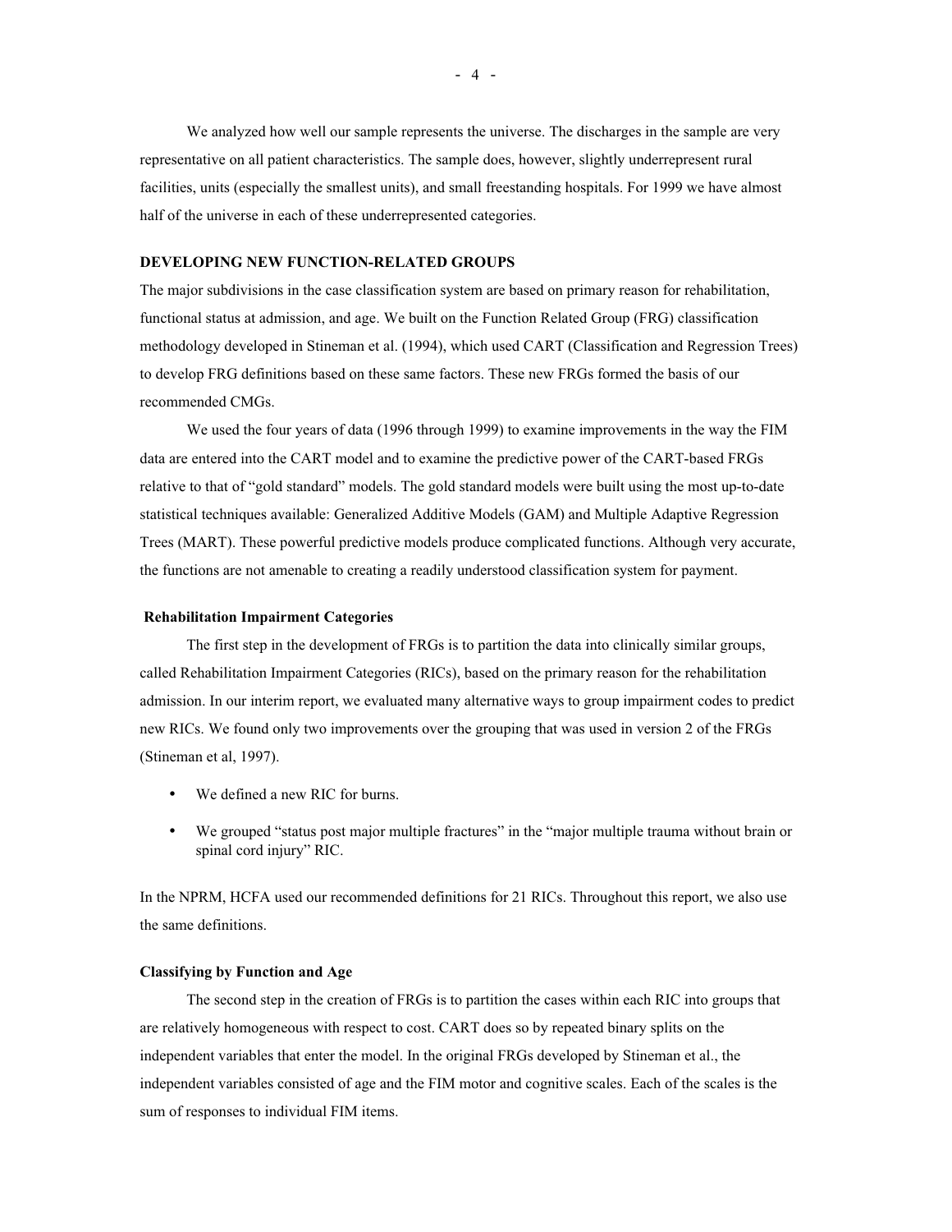We analyzed how well our sample represents the universe. The discharges in the sample are very representative on all patient characteristics. The sample does, however, slightly underrepresent rural facilities, units (especially the smallest units), and small freestanding hospitals. For 1999 we have almost half of the universe in each of these underrepresented categories.

## DEVELOPING NEW FUNCTION-RELATED GROUPS

The major subdivisions in the case classification system are based on primary reason for rehabilitation, functional status at admission, and age. We built on the Function Related Group (FRG) classification methodology developed in Stineman et al. (1994), which used CART (Classification and Regression Trees) to develop FRG definitions based on these same factors. These new FRGs formed the basis of our recommended CMGs.

We used the four years of data (1996 through 1999) to examine improvements in the way the FIM data are entered into the CART model and to examine the predictive power of the CART-based FRGs relative to that of "gold standard" models. The gold standard models were built using the most up-to-date statistical techniques available: Generalized Additive Models (GAM) and Multiple Adaptive Regression Trees (MART). These powerful predictive models produce complicated functions. Although very accurate, the functions are not amenable to creating a readily understood classification system for payment.

### Rehabilitation Impairment Categories

The first step in the development of FRGs is to partition the data into clinically similar groups, called Rehabilitation Impairment Categories (RICs), based on the primary reason for the rehabilitation admission. In our interim report, we evaluated many alternative ways to group impairment codes to predict new RICs. We found only two improvements over the grouping that was used in version 2 of the FRGs (Stineman et al, 1997).

- We defined a new RIC for burns.
- We grouped "status post major multiple fractures" in the "major multiple trauma without brain or spinal cord injury" RIC.

In the NPRM, HCFA used our recommended definitions for 21 RICs. Throughout this report, we also use the same definitions.

### Classifying by Function and Age

The second step in the creation of FRGs is to partition the cases within each RIC into groups that are relatively homogeneous with respect to cost. CART does so by repeated binary splits on the independent variables that enter the model. In the original FRGs developed by Stineman et al., the independent variables consisted of age and the FIM motor and cognitive scales. Each of the scales is the sum of responses to individual FIM items.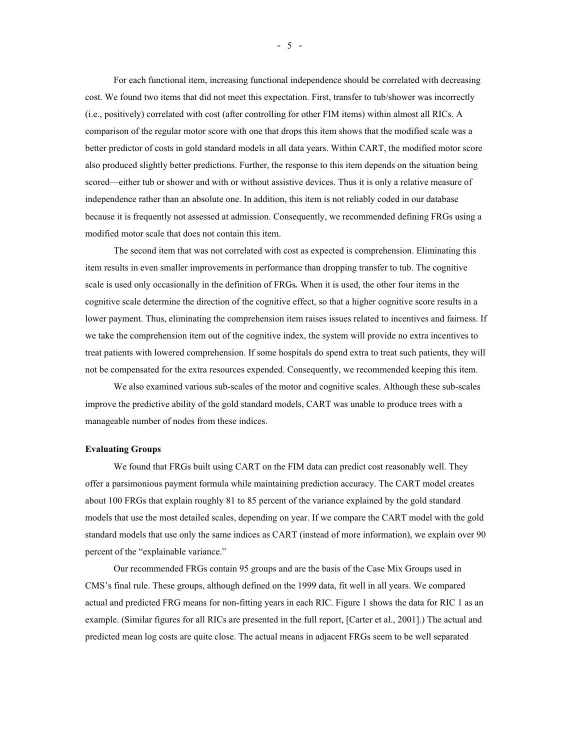For each functional item, increasing functional independence should be correlated with decreasing cost. We found two items that did not meet this expectation. First, transfer to tub/shower was incorrectly (i.e., positively) correlated with cost (after controlling for other FIM items) within almost all RICs. A comparison of the regular motor score with one that drops this item shows that the modified scale was a better predictor of costs in gold standard models in all data years. Within CART, the modified motor score also produced slightly better predictions. Further, the response to this item depends on the situation being scored—either tub or shower and with or without assistive devices. Thus it is only a relative measure of independence rather than an absolute one. In addition, this item is not reliably coded in our database because it is frequently not assessed at admission. Consequently, we recommended defining FRGs using a modified motor scale that does not contain this item.

The second item that was not correlated with cost as expected is comprehension. Eliminating this item results in even smaller improvements in performance than dropping transfer to tub. The cognitive scale is used only occasionally in the definition of FRGs. When it is used, the other four items in the cognitive scale determine the direction of the cognitive effect, so that a higher cognitive score results in a lower payment. Thus, eliminating the comprehension item raises issues related to incentives and fairness. If we take the comprehension item out of the cognitive index, the system will provide no extra incentives to treat patients with lowered comprehension. If some hospitals do spend extra to treat such patients, they will not be compensated for the extra resources expended. Consequently, we recommended keeping this item.

We also examined various sub-scales of the motor and cognitive scales. Although these sub-scales improve the predictive ability of the gold standard models, CART was unable to produce trees with a manageable number of nodes from these indices.

**Evaluating Groups**

We found that FRGs built using CART on the FIM data can predict cost reasonably well. They offer a parsimonious payment formula while maintaining prediction accuracy. The CART model creates about 100 FRGs that explain roughly 81 to 85 percent of the variance explained by the gold standard models that use the most detailed scales, depending on year. If we compare the CART model with the gold standard models that use only the same indices as CART (instead of more information), we explain over 90 percent of the "explainable variance."

Our recommended FRGs contain 95 groups and are the basis of the Case Mix Groups used in CMS's final rule. These groups, although defined on the 1999 data, fit well in all years. We compared actual and predicted FRG means for non-fitting years in each RIC. Figure 1 shows the data for RIC 1 as an example. (Similar figures for all RICs are presented in the full report, [Carter et al., 2001].) The actual and predicted mean log costs are quite close. The actual means in adjacent FRGs seem to be well separated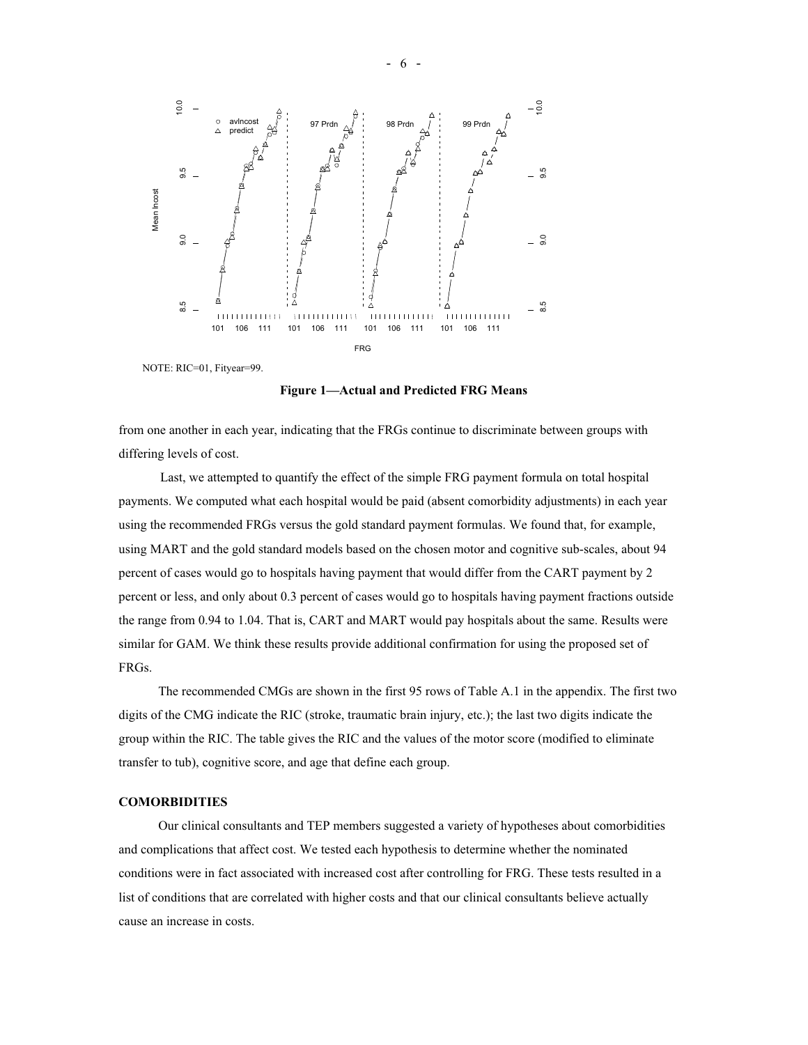NOTE: RIC=01, Fityear=99.

**Figure 1—Actual and Predicted FRG Means**

from one another in each year, indicating that the FRGs continue to discriminate between groups with differing levels of cost.

Last, we attempted to quantify the effect of the simple FRG payment formula on total hospital payments. We computed what each hospital would be paid (absent comorbidity adjustments) in each year using the recommended FRGs versus the gold standard payment formulas. We found that, for example, using MART and the gold standard models based on the chosen motor and cognitive sub-scales, about 94 percent of cases would go to hospitals having payment that would differ from the CART payment by 2 percent or less, and only about 0.3 percent of cases would go to hospitals having payment fractions outside the range from 0.94 to 1.04. That is, CART and MART would pay hospitals about the same. Results were similar for GAM. We think these results provide additional confirmation for using the proposed set of FRGs.

The recommended CMGs are shown in the first 95 rows of Table A.1 in the appendix. The first two digits of the CMG indicate the RIC (stroke, traumatic brain injury, etc.); the last two digits indicate the group within the RIC. The table gives the RIC and the values of the motor score (modified to eliminate transfer to tub), cognitive score, and age that define each group.

### COMORBIDITIES

Our clinical consultants and TEP members suggested a variety of hypotheses about comorbidities and complications that affect cost. We tested each hypothesis to determine whether the nominated conditions were in fact associated with increased cost after controlling for FRG. These tests resulted in a list of conditions that are correlated with higher costs and that our clinical consultants believe actually cause an increase in costs.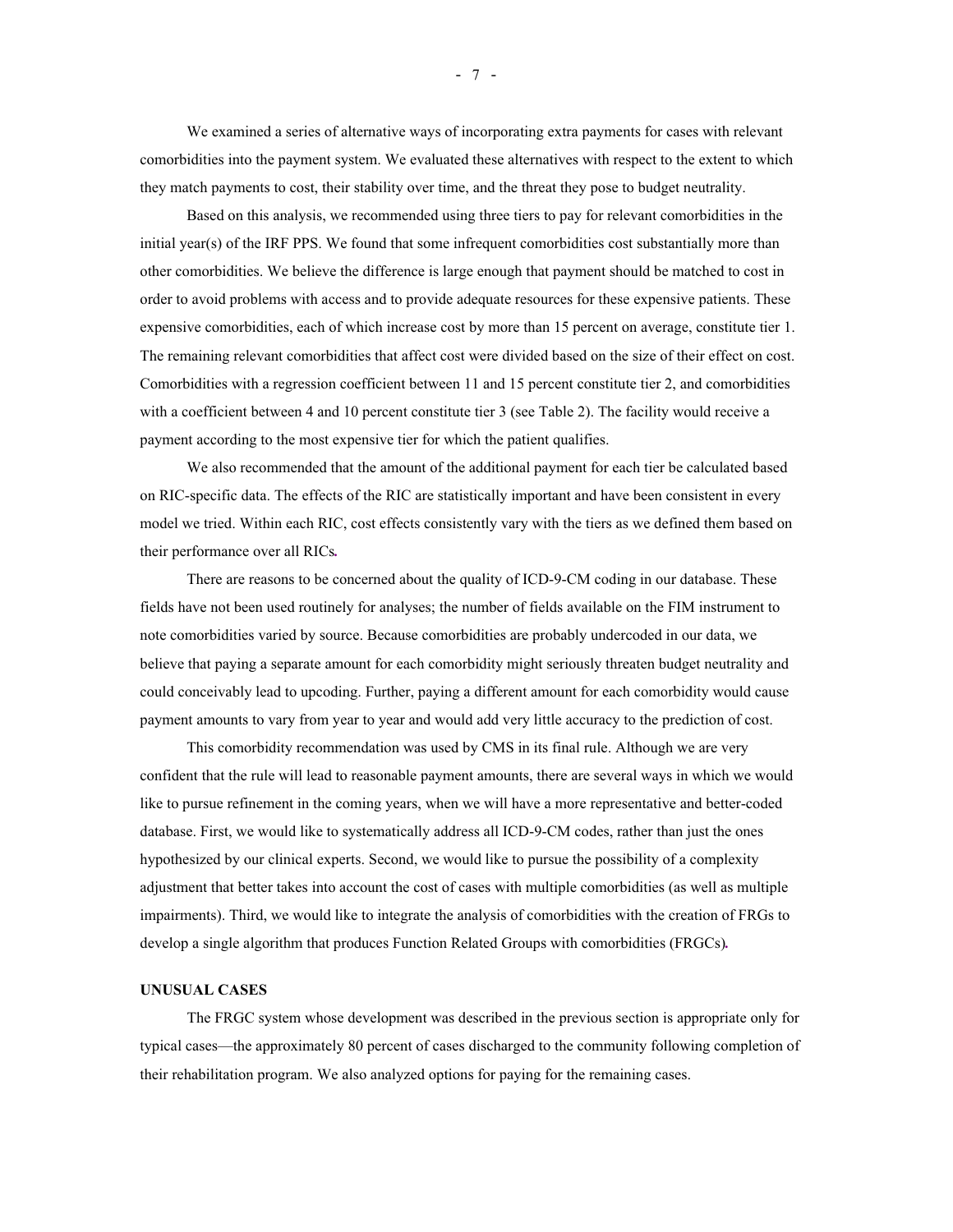We examined a series of alternative ways of incorporating extra payments for cases with relevant comorbidities into the payment system. We evaluated these alternatives with respect to the extent to which they match payments to cost, their stability over time, and the threat they pose to budget neutrality.

Based on this analysis, we recommended using three tiers to pay for relevant comorbidities in the initial year(s) of the IRF PPS. We found that some infrequent comorbidities cost substantially more than other comorbidities. We believe the difference is large enough that payment should be matched to cost in order to avoid problems with access and to provide adequate resources for these expensive patients. These expensive comorbidities, each of which increase cost by more than 15 percent on average, constitute tier 1. The remaining relevant comorbidities that affect cost were divided based on the size of their effect on cost. Comorbidities with a regression coefficient between 11 and 15 percent constitute tier 2, and comorbidities with a coefficient between 4 and 10 percent constitute tier 3 (see Table 2). The facility would receive a payment according to the most expensive tier for which the patient qualifies.

We also recommended that the amount of the additional payment for each tier be calculated based on RIC-specific data. The effects of the RIC are statistically important and have been consistent in every model we tried. Within each RIC, cost effects consistently vary with the tiers as we defined them based on their performance over all RICs.

There are reasons to be concerned about the quality of ICD-9-CM coding in our database. These fields have not been used routinely for analyses; the number of fields available on the FIM instrument to note comorbidities varied by source. Because comorbidities are probably undercoded in our data, we believe that paying a separate amount for each comorbidity might seriously threaten budget neutrality and could conceivably lead to upcoding. Further, paying a different amount for each comorbidity would cause payment amounts to vary from year to year and would add very little accuracy to the prediction of cost.

This comorbidity recommendation was used by CMS in its final rule. Although we are very confident that the rule will lead to reasonable payment amounts, there are several ways in which we would like to pursue refinement in the coming years, when we will have a more representative and better-coded database. First, we would like to systematically address all ICD-9-CM codes, rather than just the ones hypothesized by our clinical experts. Second, we would like to pursue the possibility of a complexity adjustment that better takes into account the cost of cases with multiple comorbidities (as well as multiple impairments). Third, we would like to integrate the analysis of comorbidities with the creation of FRGs to develop a single algorithm that produces Function Related Groups with comorbidities (FRGCs).

## UNUSUAL CASES

The FRGC system whose development was described in the previous section is appropriate only for typical cases—the approximately 80 percent of cases discharged to the community following completion of their rehabilitation program. We also analyzed options for paying for the remaining cases.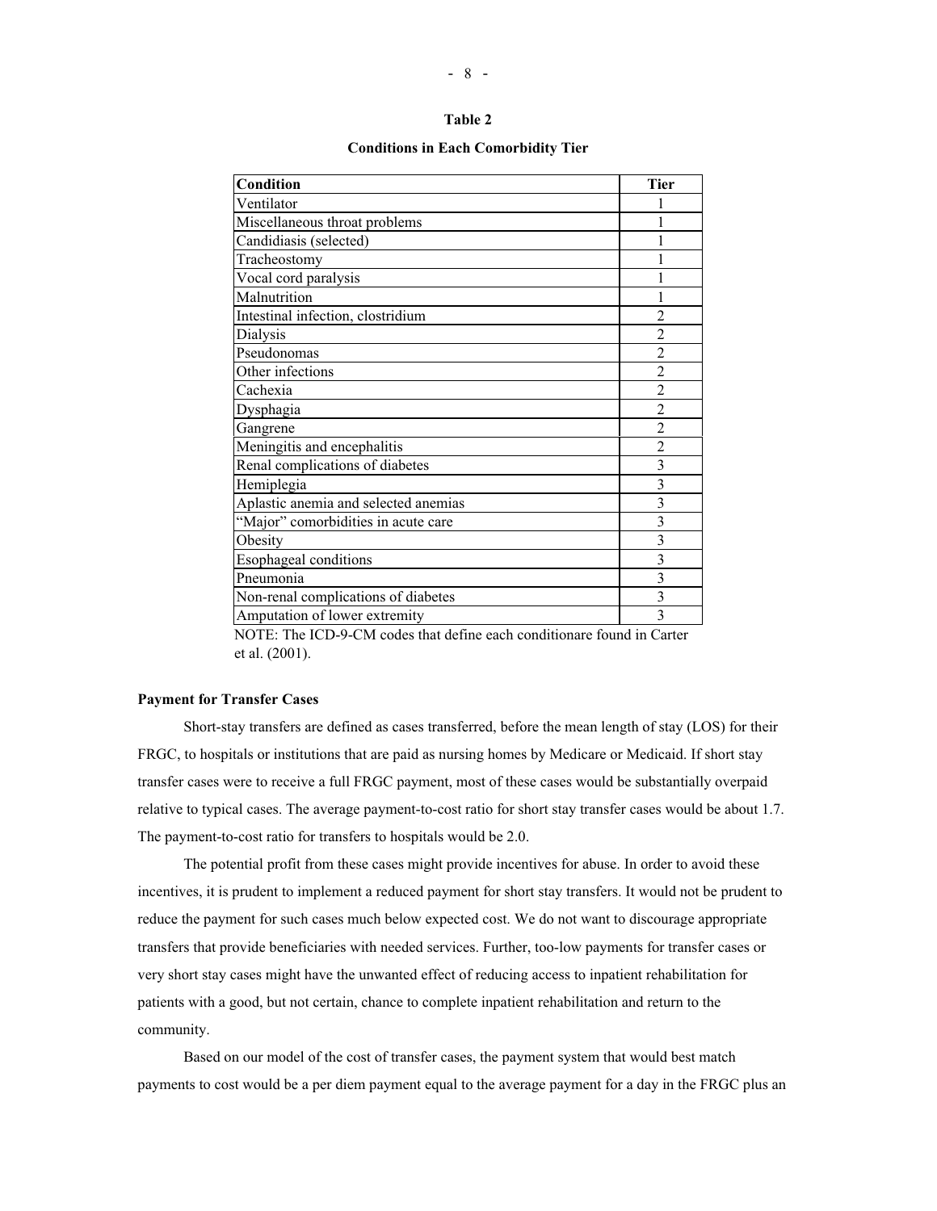**Table 2**

**Conditions in Each Comorbidity Tier**

| Condition | Tier |
|---|---|
| Ventilator | 1 |
| Miscellaneous throat problems | 1 |
| Candidiasis (selected) | 1 |
| Tracheostomy | 1 |
| Vocal cord paralysis | 1 |
| Malnutrition | 1 |
| Intestinal infection, clostridium | 2 |
| Dialysis | 2 |
| Pseudonomas | 2 |
| Other infections | 2 |
| Cachexia | 2 |
| Dysphagia | 2 |
| Gangrene | 2 |
| Meningitis and encephalitis | 2 |
| Renal complications of diabetes | 3 |
| Hemiplegia | 3 |
| Aplastic anemia and selected anemias | 3 |
| "Major" comorbidities in acute care | 3 |
| Obesity | 3 |
| Esophageal conditions | 3 |
| Pneumonia | 3 |
| Non-renal complications of diabetes | 3 |
| Amputation of lower extremity | 3 |

NOTE: The ICD-9-CM codes that define each conditionare found in Carter et al. (2001).

**Payment for Transfer Cases**

Short-stay transfers are defined as cases transferred, before the mean length of stay (LOS) for their FRGC, to hospitals or institutions that are paid as nursing homes by Medicare or Medicaid. If short stay transfer cases were to receive a full FRGC payment, most of these cases would be substantially overpaid relative to typical cases. The average payment-to-cost ratio for short stay transfer cases would be about 1.7. The payment-to-cost ratio for transfers to hospitals would be 2.0.

The potential profit from these cases might provide incentives for abuse. In order to avoid these incentives, it is prudent to implement a reduced payment for short stay transfers. It would not be prudent to reduce the payment for such cases much below expected cost. We do not want to discourage appropriate transfers that provide beneficiaries with needed services. Further, too-low payments for transfer cases or very short stay cases might have the unwanted effect of reducing access to inpatient rehabilitation for patients with a good, but not certain, chance to complete inpatient rehabilitation and return to the community.

Based on our model of the cost of transfer cases, the payment system that would best match payments to cost would be a per diem payment equal to the average payment for a day in the FRGC plus an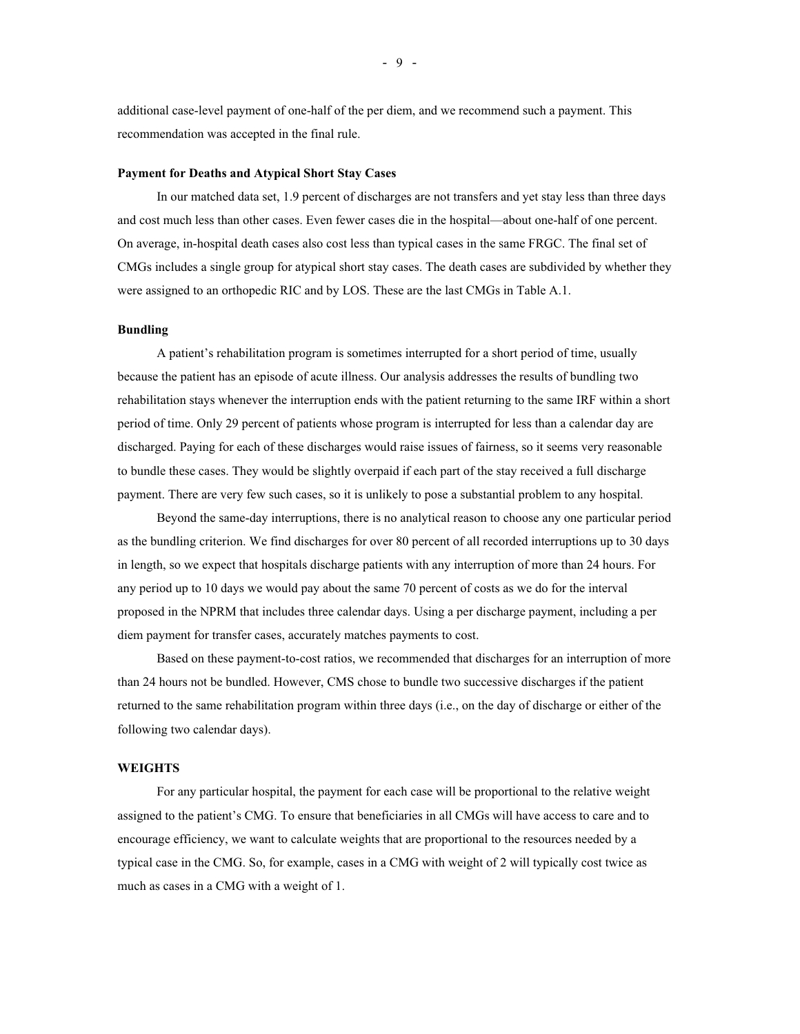additional case-level payment of one-half of the per diem, and we recommend such a payment. This recommendation was accepted in the final rule.

### Payment for Deaths and Atypical Short Stay Cases

In our matched data set, 1.9 percent of discharges are not transfers and yet stay less than three days and cost much less than other cases. Even fewer cases die in the hospital—about one-half of one percent. On average, in-hospital death cases also cost less than typical cases in the same FRGC. The final set of CMGs includes a single group for atypical short stay cases. The death cases are subdivided by whether they were assigned to an orthopedic RIC and by LOS. These are the last CMGs in Table A.1.

### Bundling

A patient's rehabilitation program is sometimes interrupted for a short period of time, usually because the patient has an episode of acute illness. Our analysis addresses the results of bundling two rehabilitation stays whenever the interruption ends with the patient returning to the same IRF within a short period of time. Only 29 percent of patients whose program is interrupted for less than a calendar day are discharged. Paying for each of these discharges would raise issues of fairness, so it seems very reasonable to bundle these cases. They would be slightly overpaid if each part of the stay received a full discharge payment. There are very few such cases, so it is unlikely to pose a substantial problem to any hospital.

Beyond the same-day interruptions, there is no analytical reason to choose any one particular period as the bundling criterion. We find discharges for over 80 percent of all recorded interruptions up to 30 days in length, so we expect that hospitals discharge patients with any interruption of more than 24 hours. For any period up to 10 days we would pay about the same 70 percent of costs as we do for the interval proposed in the NPRM that includes three calendar days. Using a per discharge payment, including a per diem payment for transfer cases, accurately matches payments to cost.

Based on these payment-to-cost ratios, we recommended that discharges for an interruption of more than 24 hours not be bundled. However, CMS chose to bundle two successive discharges if the patient returned to the same rehabilitation program within three days (i.e., on the day of discharge or either of the following two calendar days).

## WEIGHTS

For any particular hospital, the payment for each case will be proportional to the relative weight assigned to the patient's CMG. To ensure that beneficiaries in all CMGs will have access to care and to encourage efficiency, we want to calculate weights that are proportional to the resources needed by a typical case in the CMG. So, for example, cases in a CMG with weight of 2 will typically cost twice as much as cases in a CMG with a weight of 1.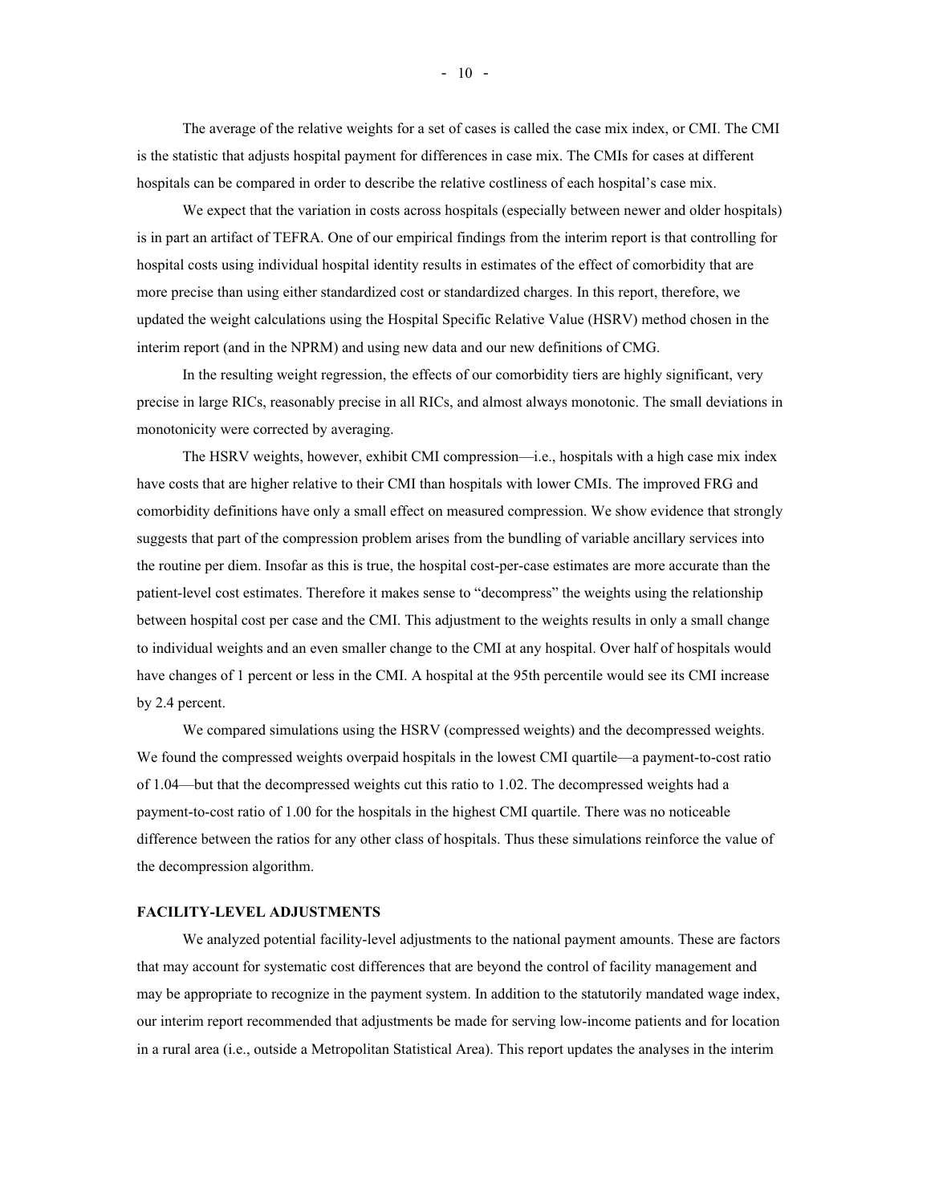The average of the relative weights for a set of cases is called the case mix index, or CMI. The CMI is the statistic that adjusts hospital payment for differences in case mix. The CMIs for cases at different hospitals can be compared in order to describe the relative costliness of each hospital's case mix.

We expect that the variation in costs across hospitals (especially between newer and older hospitals) is in part an artifact of TEFRA. One of our empirical findings from the interim report is that controlling for hospital costs using individual hospital identity results in estimates of the effect of comorbidity that are more precise than using either standardized cost or standardized charges. In this report, therefore, we updated the weight calculations using the Hospital Specific Relative Value (HSRV) method chosen in the interim report (and in the NPRM) and using new data and our new definitions of CMG.

In the resulting weight regression, the effects of our comorbidity tiers are highly significant, very precise in large RICs, reasonably precise in all RICs, and almost always monotonic. The small deviations in monotonicity were corrected by averaging.

The HSRV weights, however, exhibit CMI compression—i.e., hospitals with a high case mix index have costs that are higher relative to their CMI than hospitals with lower CMIs. The improved FRG and comorbidity definitions have only a small effect on measured compression. We show evidence that strongly suggests that part of the compression problem arises from the bundling of variable ancillary services into the routine per diem. Insofar as this is true, the hospital cost-per-case estimates are more accurate than the patient-level cost estimates. Therefore it makes sense to "decompress" the weights using the relationship between hospital cost per case and the CMI. This adjustment to the weights results in only a small change to individual weights and an even smaller change to the CMI at any hospital. Over half of hospitals would have changes of 1 percent or less in the CMI. A hospital at the 95th percentile would see its CMI increase by 2.4 percent.

We compared simulations using the HSRV (compressed weights) and the decompressed weights. We found the compressed weights overpaid hospitals in the lowest CMI quartile—a payment-to-cost ratio of 1.04—but that the decompressed weights cut this ratio to 1.02. The decompressed weights had a payment-to-cost ratio of 1.00 for the hospitals in the highest CMI quartile. There was no noticeable difference between the ratios for any other class of hospitals. Thus these simulations reinforce the value of the decompression algorithm.

## FACILITY-LEVEL ADJUSTMENTS

We analyzed potential facility-level adjustments to the national payment amounts. These are factors that may account for systematic cost differences that are beyond the control of facility management and may be appropriate to recognize in the payment system. In addition to the statutorily mandated wage index, our interim report recommended that adjustments be made for serving low-income patients and for location in a rural area (i.e., outside a Metropolitan Statistical Area). This report updates the analyses in the interim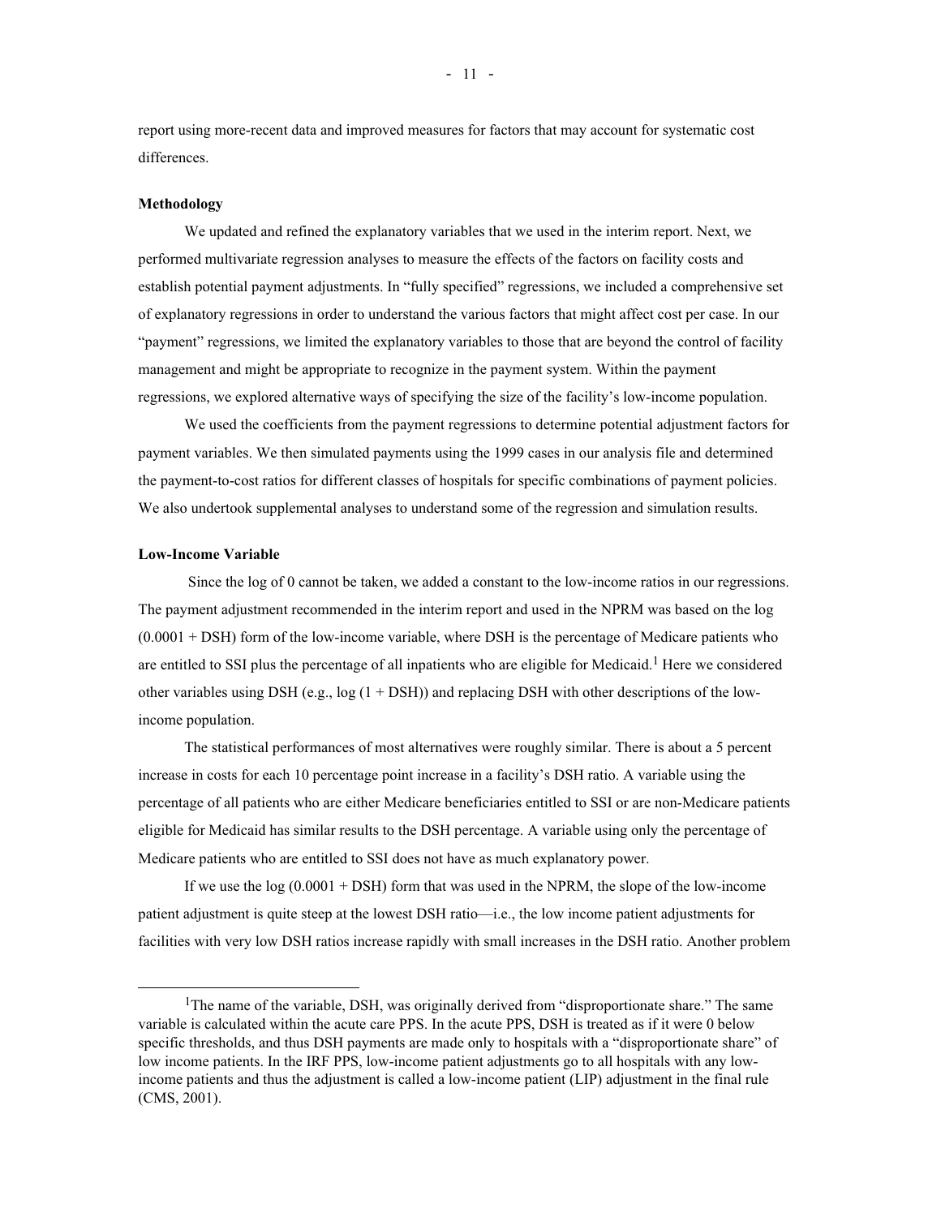report using more-recent data and improved measures for factors that may account for systematic cost differences.

**Methodology**

We updated and refined the explanatory variables that we used in the interim report. Next, we performed multivariate regression analyses to measure the effects of the factors on facility costs and establish potential payment adjustments. In "fully specified" regressions, we included a comprehensive set of explanatory regressions in order to understand the various factors that might affect cost per case. In our "payment" regressions, we limited the explanatory variables to those that are beyond the control of facility management and might be appropriate to recognize in the payment system. Within the payment regressions, we explored alternative ways of specifying the size of the facility's low-income population.

We used the coefficients from the payment regressions to determine potential adjustment factors for payment variables. We then simulated payments using the 1999 cases in our analysis file and determined the payment-to-cost ratios for different classes of hospitals for specific combinations of payment policies. We also undertook supplemental analyses to understand some of the regression and simulation results.

**Low-Income Variable**

Since the log of 0 cannot be taken, we added a constant to the low-income ratios in our regressions. The payment adjustment recommended in the interim report and used in the NPRM was based on the log (0.0001 + DSH) form of the low-income variable, where DSH is the percentage of Medicare patients who are entitled to SSI plus the percentage of all inpatients who are eligible for Medicaid.[1] Here we considered other variables using DSH (e.g., log (1 + DSH)) and replacing DSH with other descriptions of the low-income population.

The statistical performances of most alternatives were roughly similar. There is about a 5 percent increase in costs for each 10 percentage point increase in a facility's DSH ratio. A variable using the percentage of all patients who are either Medicare beneficiaries entitled to SSI or are non-Medicare patients eligible for Medicaid has similar results to the DSH percentage. A variable using only the percentage of Medicare patients who are entitled to SSI does not have as much explanatory power.

If we use the log (0.0001 + DSH) form that was used in the NPRM, the slope of the low-income patient adjustment is quite steep at the lowest DSH ratio—i.e., the low income patient adjustments for facilities with very low DSH ratios increase rapidly with small increases in the DSH ratio. Another problem

[1] The name of the variable, DSH, was originally derived from "disproportionate share." The same variable is calculated within the acute care PPS. In the acute PPS, DSH is treated as if it were 0 below specific thresholds, and thus DSH payments are made only to hospitals with a "disproportionate share" of low income patients. In the IRF PPS, low-income patient adjustments go to all hospitals with any low-income patients and thus the adjustment is called a low-income patient (LIP) adjustment in the final rule (CMS, 2001).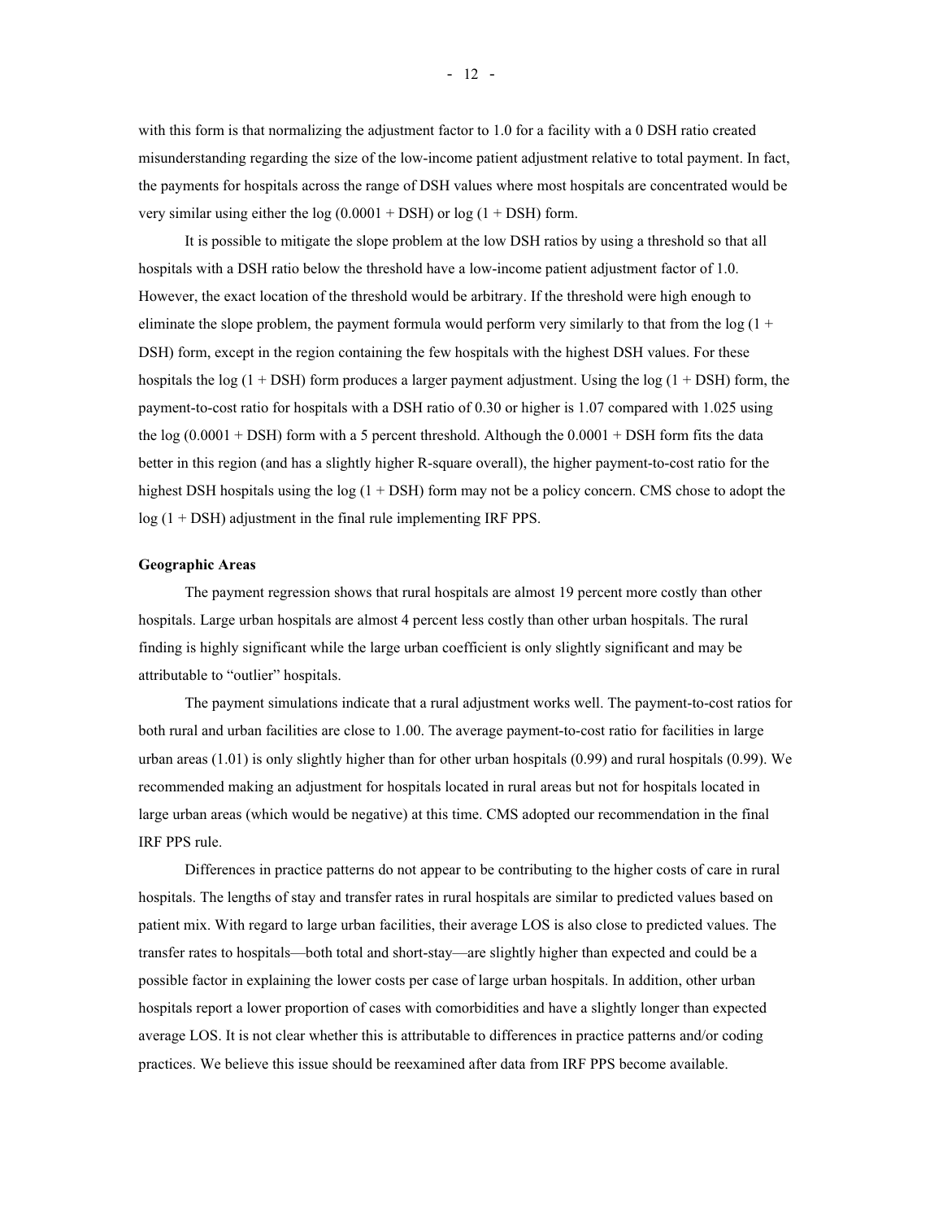with this form is that normalizing the adjustment factor to 1.0 for a facility with a 0 DSH ratio created misunderstanding regarding the size of the low-income patient adjustment relative to total payment. In fact, the payments for hospitals across the range of DSH values where most hospitals are concentrated would be very similar using either the log (0.0001 + DSH) or log (1 + DSH) form.

It is possible to mitigate the slope problem at the low DSH ratios by using a threshold so that all hospitals with a DSH ratio below the threshold have a low-income patient adjustment factor of 1.0. However, the exact location of the threshold would be arbitrary. If the threshold were high enough to eliminate the slope problem, the payment formula would perform very similarly to that from the log (1 + DSH) form, except in the region containing the few hospitals with the highest DSH values. For these hospitals the log (1 + DSH) form produces a larger payment adjustment. Using the log (1 + DSH) form, the payment-to-cost ratio for hospitals with a DSH ratio of 0.30 or higher is 1.07 compared with 1.025 using the log (0.0001 + DSH) form with a 5 percent threshold. Although the 0.0001 + DSH form fits the data better in this region (and has a slightly higher R-square overall), the higher payment-to-cost ratio for the highest DSH hospitals using the log (1 + DSH) form may not be a policy concern. CMS chose to adopt the log (1 + DSH) adjustment in the final rule implementing IRF PPS.

**Geographic Areas**

The payment regression shows that rural hospitals are almost 19 percent more costly than other hospitals. Large urban hospitals are almost 4 percent less costly than other urban hospitals. The rural finding is highly significant while the large urban coefficient is only slightly significant and may be attributable to "outlier" hospitals.

The payment simulations indicate that a rural adjustment works well. The payment-to-cost ratios for both rural and urban facilities are close to 1.00. The average payment-to-cost ratio for facilities in large urban areas (1.01) is only slightly higher than for other urban hospitals (0.99) and rural hospitals (0.99). We recommended making an adjustment for hospitals located in rural areas but not for hospitals located in large urban areas (which would be negative) at this time. CMS adopted our recommendation in the final IRF PPS rule.

Differences in practice patterns do not appear to be contributing to the higher costs of care in rural hospitals. The lengths of stay and transfer rates in rural hospitals are similar to predicted values based on patient mix. With regard to large urban facilities, their average LOS is also close to predicted values. The transfer rates to hospitals—both total and short-stay—are slightly higher than expected and could be a possible factor in explaining the lower costs per case of large urban hospitals. In addition, other urban hospitals report a lower proportion of cases with comorbidities and have a slightly longer than expected average LOS. It is not clear whether this is attributable to differences in practice patterns and/or coding practices. We believe this issue should be reexamined after data from IRF PPS become available.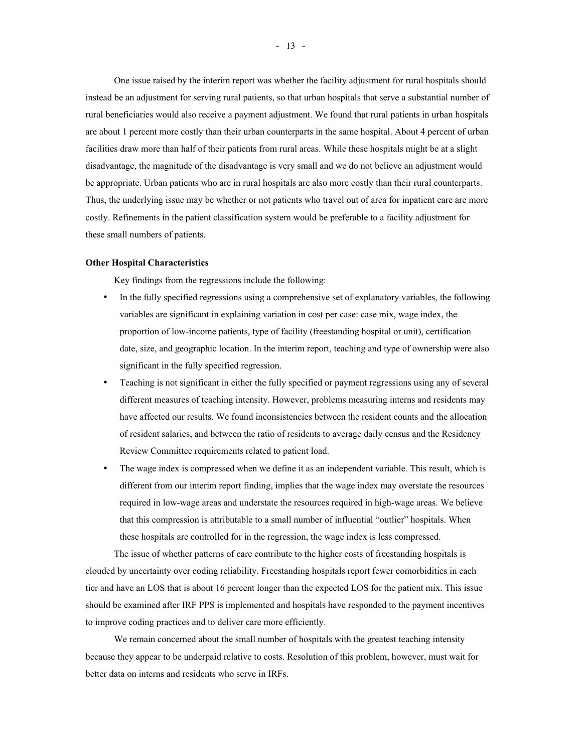One issue raised by the interim report was whether the facility adjustment for rural hospitals should instead be an adjustment for serving rural patients, so that urban hospitals that serve a substantial number of rural beneficiaries would also receive a payment adjustment. We found that rural patients in urban hospitals are about 1 percent more costly than their urban counterparts in the same hospital. About 4 percent of urban facilities draw more than half of their patients from rural areas. While these hospitals might be at a slight disadvantage, the magnitude of the disadvantage is very small and we do not believe an adjustment would be appropriate. Urban patients who are in rural hospitals are also more costly than their rural counterparts. Thus, the underlying issue may be whether or not patients who travel out of area for inpatient care are more costly. Refinements in the patient classification system would be preferable to a facility adjustment for these small numbers of patients.

**Other Hospital Characteristics**

Key findings from the regressions include the following:

- In the fully specified regressions using a comprehensive set of explanatory variables, the following variables are significant in explaining variation in cost per case: case mix, wage index, the proportion of low-income patients, type of facility (freestanding hospital or unit), certification date, size, and geographic location. In the interim report, teaching and type of ownership were also significant in the fully specified regression.
- Teaching is not significant in either the fully specified or payment regressions using any of several different measures of teaching intensity. However, problems measuring interns and residents may have affected our results. We found inconsistencies between the resident counts and the allocation of resident salaries, and between the ratio of residents to average daily census and the Residency Review Committee requirements related to patient load.
- The wage index is compressed when we define it as an independent variable. This result, which is different from our interim report finding, implies that the wage index may overstate the resources required in low-wage areas and understate the resources required in high-wage areas. We believe that this compression is attributable to a small number of influential "outlier" hospitals. When these hospitals are controlled for in the regression, the wage index is less compressed.

The issue of whether patterns of care contribute to the higher costs of freestanding hospitals is clouded by uncertainty over coding reliability. Freestanding hospitals report fewer comorbidities in each tier and have an LOS that is about 16 percent longer than the expected LOS for the patient mix. This issue should be examined after IRF PPS is implemented and hospitals have responded to the payment incentives to improve coding practices and to deliver care more efficiently.

We remain concerned about the small number of hospitals with the greatest teaching intensity because they appear to be underpaid relative to costs. Resolution of this problem, however, must wait for better data on interns and residents who serve in IRFs.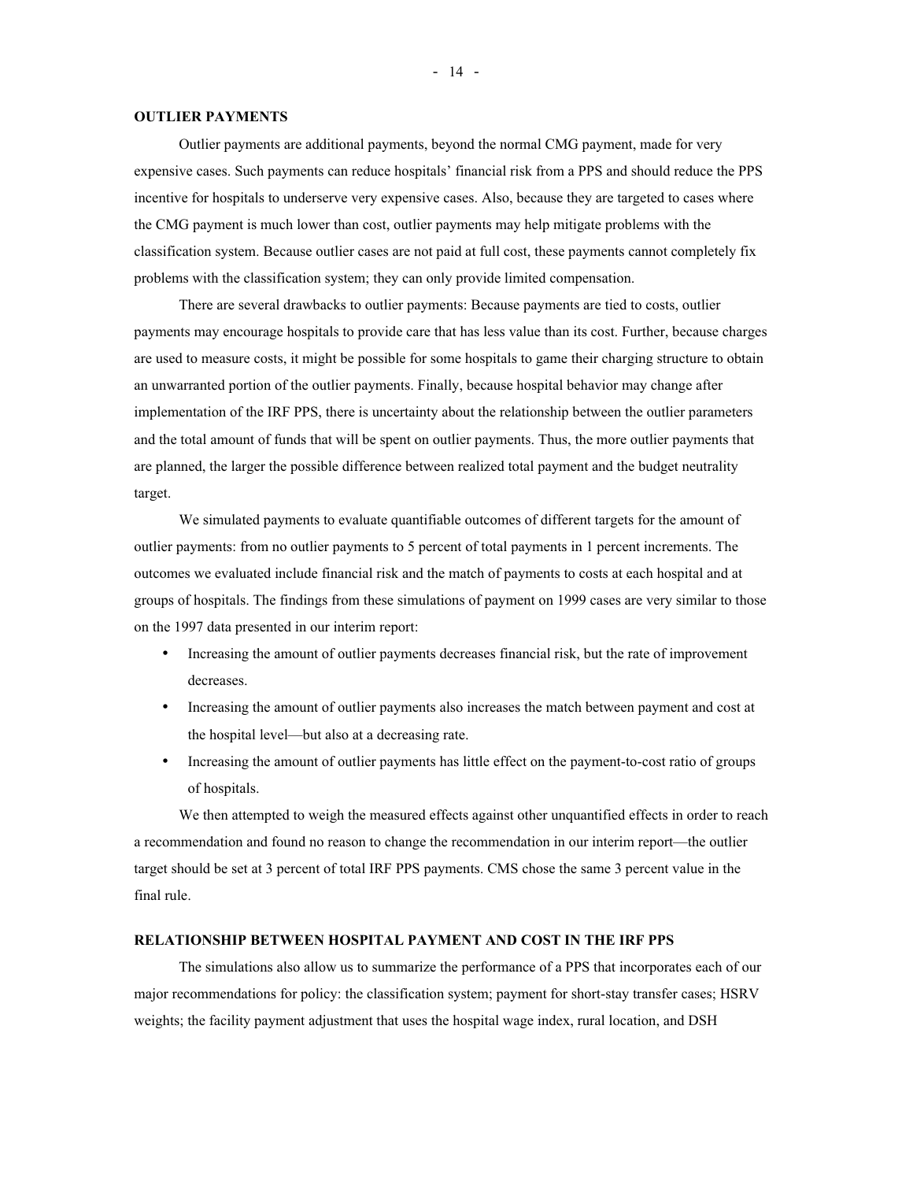## OUTLIER PAYMENTS

Outlier payments are additional payments, beyond the normal CMG payment, made for very expensive cases. Such payments can reduce hospitals' financial risk from a PPS and should reduce the PPS incentive for hospitals to underserve very expensive cases. Also, because they are targeted to cases where the CMG payment is much lower than cost, outlier payments may help mitigate problems with the classification system. Because outlier cases are not paid at full cost, these payments cannot completely fix problems with the classification system; they can only provide limited compensation.

There are several drawbacks to outlier payments: Because payments are tied to costs, outlier payments may encourage hospitals to provide care that has less value than its cost. Further, because charges are used to measure costs, it might be possible for some hospitals to game their charging structure to obtain an unwarranted portion of the outlier payments. Finally, because hospital behavior may change after implementation of the IRF PPS, there is uncertainty about the relationship between the outlier parameters and the total amount of funds that will be spent on outlier payments. Thus, the more outlier payments that are planned, the larger the possible difference between realized total payment and the budget neutrality target.

We simulated payments to evaluate quantifiable outcomes of different targets for the amount of outlier payments: from no outlier payments to 5 percent of total payments in 1 percent increments. The outcomes we evaluated include financial risk and the match of payments to costs at each hospital and at groups of hospitals. The findings from these simulations of payment on 1999 cases are very similar to those on the 1997 data presented in our interim report:

- Increasing the amount of outlier payments decreases financial risk, but the rate of improvement decreases.
- Increasing the amount of outlier payments also increases the match between payment and cost at the hospital level—but also at a decreasing rate.
- Increasing the amount of outlier payments has little effect on the payment-to-cost ratio of groups of hospitals.

We then attempted to weigh the measured effects against other unquantified effects in order to reach a recommendation and found no reason to change the recommendation in our interim report—the outlier target should be set at 3 percent of total IRF PPS payments. CMS chose the same 3 percent value in the final rule.

## RELATIONSHIP BETWEEN HOSPITAL PAYMENT AND COST IN THE IRF PPS

The simulations also allow us to summarize the performance of a PPS that incorporates each of our major recommendations for policy: the classification system; payment for short-stay transfer cases; HSRV weights; the facility payment adjustment that uses the hospital wage index, rural location, and DSH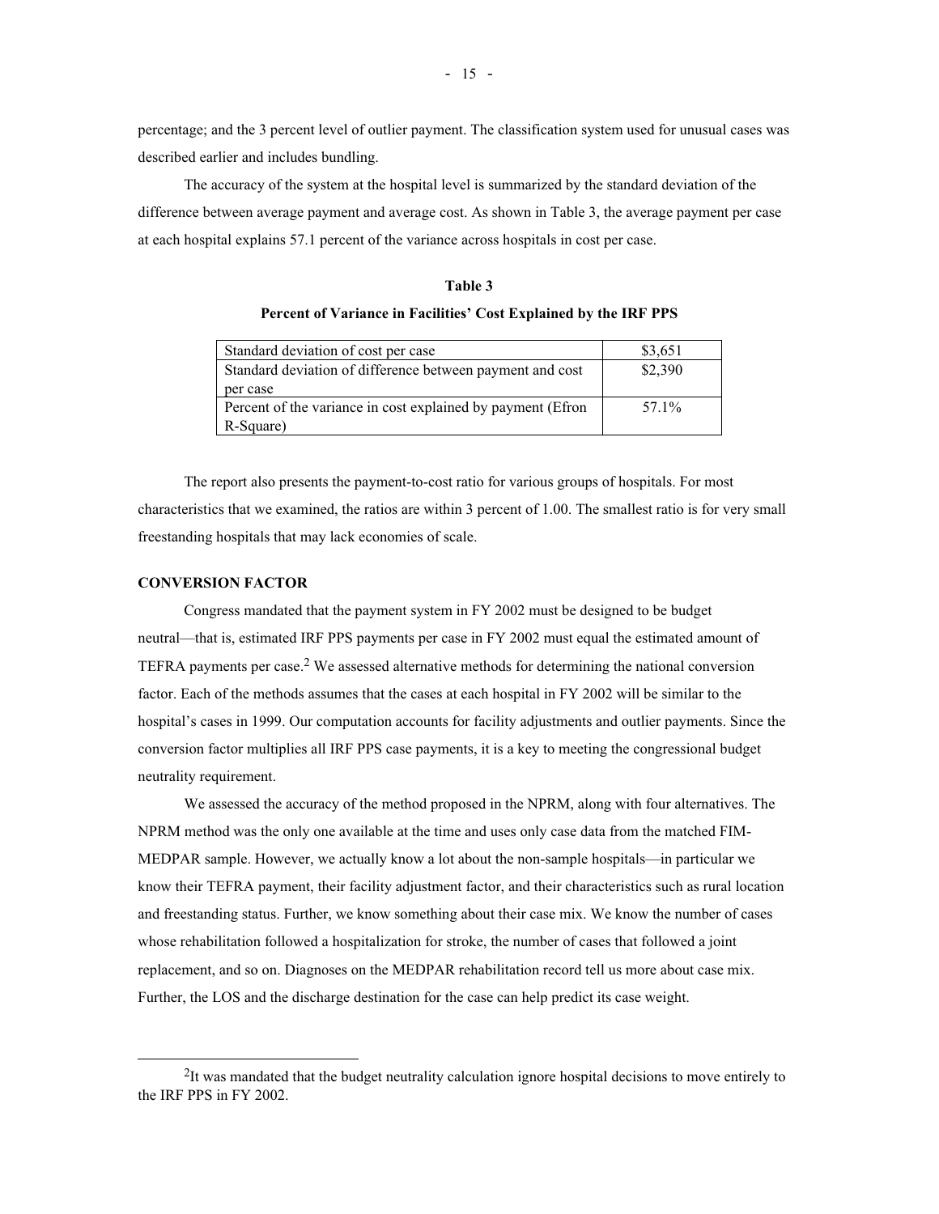percentage; and the 3 percent level of outlier payment. The classification system used for unusual cases was described earlier and includes bundling.

The accuracy of the system at the hospital level is summarized by the standard deviation of the difference between average payment and average cost. As shown in Table 3, the average payment per case at each hospital explains 57.1 percent of the variance across hospitals in cost per case.

**Table 3**

**Percent of Variance in Facilities' Cost Explained by the IRF PPS**

| | |
|---|---|
| Standard deviation of cost per case | \$3,651 |
| Standard deviation of difference between payment and cost per case | \$2,390 |
| Percent of the variance in cost explained by payment (Efron R-Square) | 57.1% |

The report also presents the payment-to-cost ratio for various groups of hospitals. For most characteristics that we examined, the ratios are within 3 percent of 1.00. The smallest ratio is for very small freestanding hospitals that may lack economies of scale.

## CONVERSION FACTOR

Congress mandated that the payment system in FY 2002 must be designed to be budget neutral—that is, estimated IRF PPS payments per case in FY 2002 must equal the estimated amount of TEFRA payments per case.[2] We assessed alternative methods for determining the national conversion factor. Each of the methods assumes that the cases at each hospital in FY 2002 will be similar to the hospital's cases in 1999. Our computation accounts for facility adjustments and outlier payments. Since the conversion factor multiplies all IRF PPS case payments, it is a key to meeting the congressional budget neutrality requirement.

We assessed the accuracy of the method proposed in the NPRM, along with four alternatives. The NPRM method was the only one available at the time and uses only case data from the matched FIM-MEDPAR sample. However, we actually know a lot about the non-sample hospitals—in particular we know their TEFRA payment, their facility adjustment factor, and their characteristics such as rural location and freestanding status. Further, we know something about their case mix. We know the number of cases whose rehabilitation followed a hospitalization for stroke, the number of cases that followed a joint replacement, and so on. Diagnoses on the MEDPAR rehabilitation record tell us more about case mix. Further, the LOS and the discharge destination for the case can help predict its case weight.

[2] It was mandated that the budget neutrality calculation ignore hospital decisions to move entirely to the IRF PPS in FY 2002.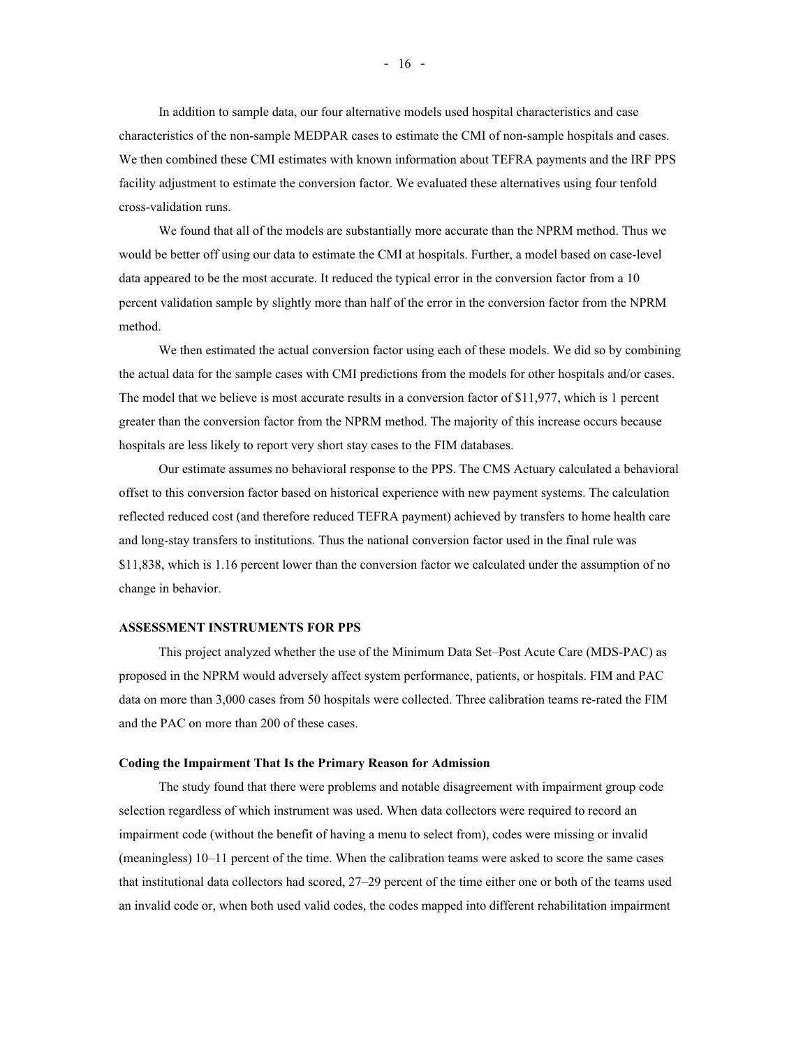In addition to sample data, our four alternative models used hospital characteristics and case characteristics of the non-sample MEDPAR cases to estimate the CMI of non-sample hospitals and cases. We then combined these CMI estimates with known information about TEFRA payments and the IRF PPS facility adjustment to estimate the conversion factor. We evaluated these alternatives using four tenfold cross-validation runs.

We found that all of the models are substantially more accurate than the NPRM method. Thus we would be better off using our data to estimate the CMI at hospitals. Further, a model based on case-level data appeared to be the most accurate. It reduced the typical error in the conversion factor from a 10 percent validation sample by slightly more than half of the error in the conversion factor from the NPRM method.

We then estimated the actual conversion factor using each of these models. We did so by combining the actual data for the sample cases with CMI predictions from the models for other hospitals and/or cases. The model that we believe is most accurate results in a conversion factor of $11,977, which is 1 percent greater than the conversion factor from the NPRM method. The majority of this increase occurs because hospitals are less likely to report very short stay cases to the FIM databases.

Our estimate assumes no behavioral response to the PPS. The CMS Actuary calculated a behavioral offset to this conversion factor based on historical experience with new payment systems. The calculation reflected reduced cost (and therefore reduced TEFRA payment) achieved by transfers to home health care and long-stay transfers to institutions. Thus the national conversion factor used in the final rule was $11,838, which is 1.16 percent lower than the conversion factor we calculated under the assumption of no change in behavior.

## ASSESSMENT INSTRUMENTS FOR PPS

This project analyzed whether the use of the Minimum Data Set–Post Acute Care (MDS-PAC) as proposed in the NPRM would adversely affect system performance, patients, or hospitals. FIM and PAC data on more than 3,000 cases from 50 hospitals were collected. Three calibration teams re-rated the FIM and the PAC on more than 200 of these cases.

### Coding the Impairment That Is the Primary Reason for Admission

The study found that there were problems and notable disagreement with impairment group code selection regardless of which instrument was used. When data collectors were required to record an impairment code (without the benefit of having a menu to select from), codes were missing or invalid (meaningless) 10–11 percent of the time. When the calibration teams were asked to score the same cases that institutional data collectors had scored, 27–29 percent of the time either one or both of the teams used an invalid code or, when both used valid codes, the codes mapped into different rehabilitation impairment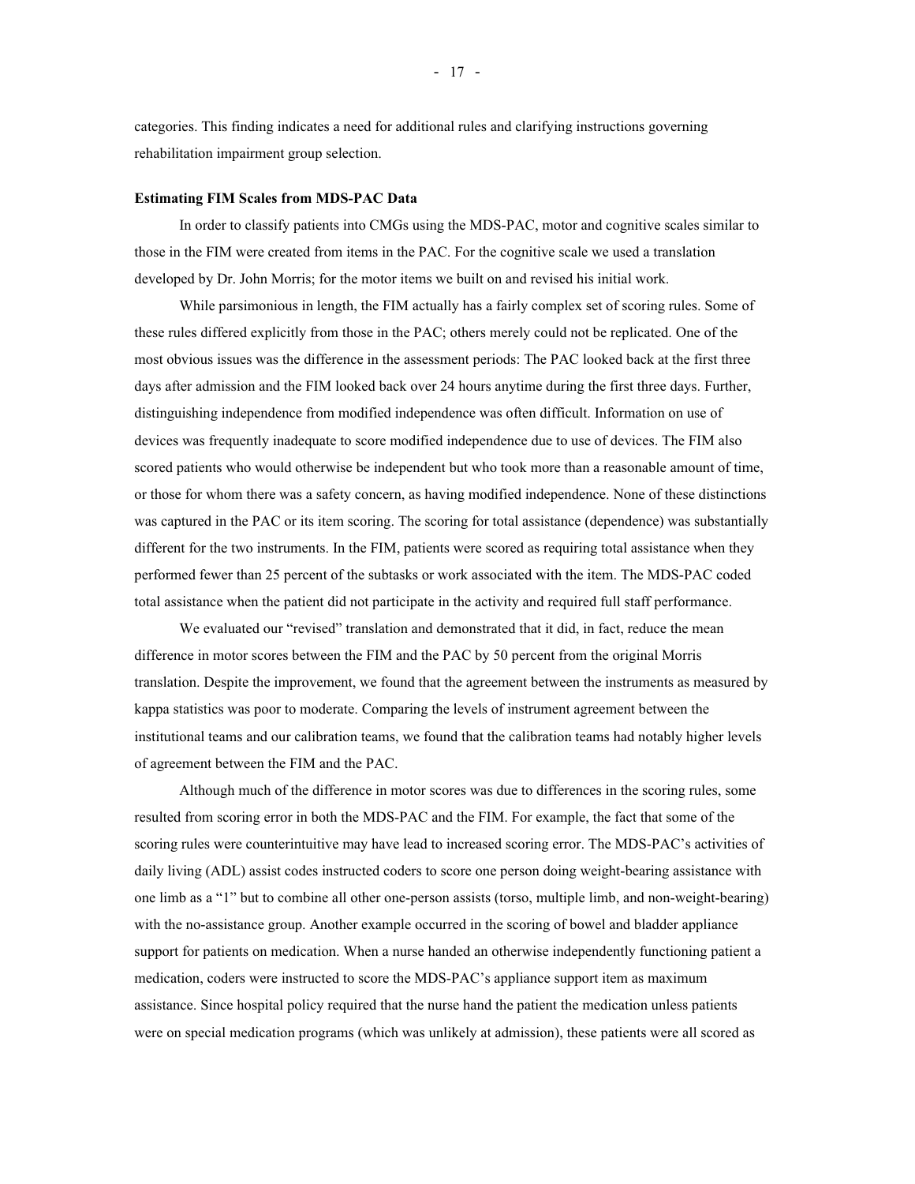categories. This finding indicates a need for additional rules and clarifying instructions governing rehabilitation impairment group selection.

**Estimating FIM Scales from MDS-PAC Data**

In order to classify patients into CMGs using the MDS-PAC, motor and cognitive scales similar to those in the FIM were created from items in the PAC. For the cognitive scale we used a translation developed by Dr. John Morris; for the motor items we built on and revised his initial work.

While parsimonious in length, the FIM actually has a fairly complex set of scoring rules. Some of these rules differed explicitly from those in the PAC; others merely could not be replicated. One of the most obvious issues was the difference in the assessment periods: The PAC looked back at the first three days after admission and the FIM looked back over 24 hours anytime during the first three days. Further, distinguishing independence from modified independence was often difficult. Information on use of devices was frequently inadequate to score modified independence due to use of devices. The FIM also scored patients who would otherwise be independent but who took more than a reasonable amount of time, or those for whom there was a safety concern, as having modified independence. None of these distinctions was captured in the PAC or its item scoring. The scoring for total assistance (dependence) was substantially different for the two instruments. In the FIM, patients were scored as requiring total assistance when they performed fewer than 25 percent of the subtasks or work associated with the item. The MDS-PAC coded total assistance when the patient did not participate in the activity and required full staff performance.

We evaluated our "revised" translation and demonstrated that it did, in fact, reduce the mean difference in motor scores between the FIM and the PAC by 50 percent from the original Morris translation. Despite the improvement, we found that the agreement between the instruments as measured by kappa statistics was poor to moderate. Comparing the levels of instrument agreement between the institutional teams and our calibration teams, we found that the calibration teams had notably higher levels of agreement between the FIM and the PAC.

Although much of the difference in motor scores was due to differences in the scoring rules, some resulted from scoring error in both the MDS-PAC and the FIM. For example, the fact that some of the scoring rules were counterintuitive may have lead to increased scoring error. The MDS-PAC's activities of daily living (ADL) assist codes instructed coders to score one person doing weight-bearing assistance with one limb as a "1" but to combine all other one-person assists (torso, multiple limb, and non-weight-bearing) with the no-assistance group. Another example occurred in the scoring of bowel and bladder appliance support for patients on medication. When a nurse handed an otherwise independently functioning patient a medication, coders were instructed to score the MDS-PAC's appliance support item as maximum assistance. Since hospital policy required that the nurse hand the patient the medication unless patients were on special medication programs (which was unlikely at admission), these patients were all scored as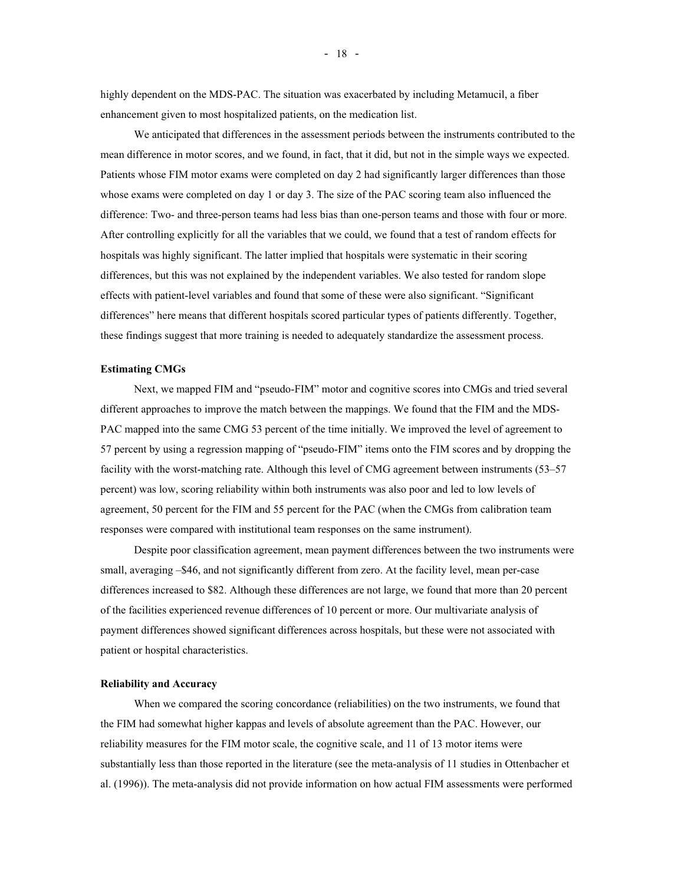highly dependent on the MDS-PAC. The situation was exacerbated by including Metamucil, a fiber enhancement given to most hospitalized patients, on the medication list.

We anticipated that differences in the assessment periods between the instruments contributed to the mean difference in motor scores, and we found, in fact, that it did, but not in the simple ways we expected. Patients whose FIM motor exams were completed on day 2 had significantly larger differences than those whose exams were completed on day 1 or day 3. The size of the PAC scoring team also influenced the difference: Two- and three-person teams had less bias than one-person teams and those with four or more. After controlling explicitly for all the variables that we could, we found that a test of random effects for hospitals was highly significant. The latter implied that hospitals were systematic in their scoring differences, but this was not explained by the independent variables. We also tested for random slope effects with patient-level variables and found that some of these were also significant. "Significant differences" here means that different hospitals scored particular types of patients differently. Together, these findings suggest that more training is needed to adequately standardize the assessment process.

### Estimating CMGs

Next, we mapped FIM and "pseudo-FIM" motor and cognitive scores into CMGs and tried several different approaches to improve the match between the mappings. We found that the FIM and the MDS-PAC mapped into the same CMG 53 percent of the time initially. We improved the level of agreement to 57 percent by using a regression mapping of "pseudo-FIM" items onto the FIM scores and by dropping the facility with the worst-matching rate. Although this level of CMG agreement between instruments (53–57 percent) was low, scoring reliability within both instruments was also poor and led to low levels of agreement, 50 percent for the FIM and 55 percent for the PAC (when the CMGs from calibration team responses were compared with institutional team responses on the same instrument).

Despite poor classification agreement, mean payment differences between the two instruments were small, averaging –$46, and not significantly different from zero. At the facility level, mean per-case differences increased to $82. Although these differences are not large, we found that more than 20 percent of the facilities experienced revenue differences of 10 percent or more. Our multivariate analysis of payment differences showed significant differences across hospitals, but these were not associated with patient or hospital characteristics.

### Reliability and Accuracy

When we compared the scoring concordance (reliabilities) on the two instruments, we found that the FIM had somewhat higher kappas and levels of absolute agreement than the PAC. However, our reliability measures for the FIM motor scale, the cognitive scale, and 11 of 13 motor items were substantially less than those reported in the literature (see the meta-analysis of 11 studies in Ottenbacher et al. (1996)). The meta-analysis did not provide information on how actual FIM assessments were performed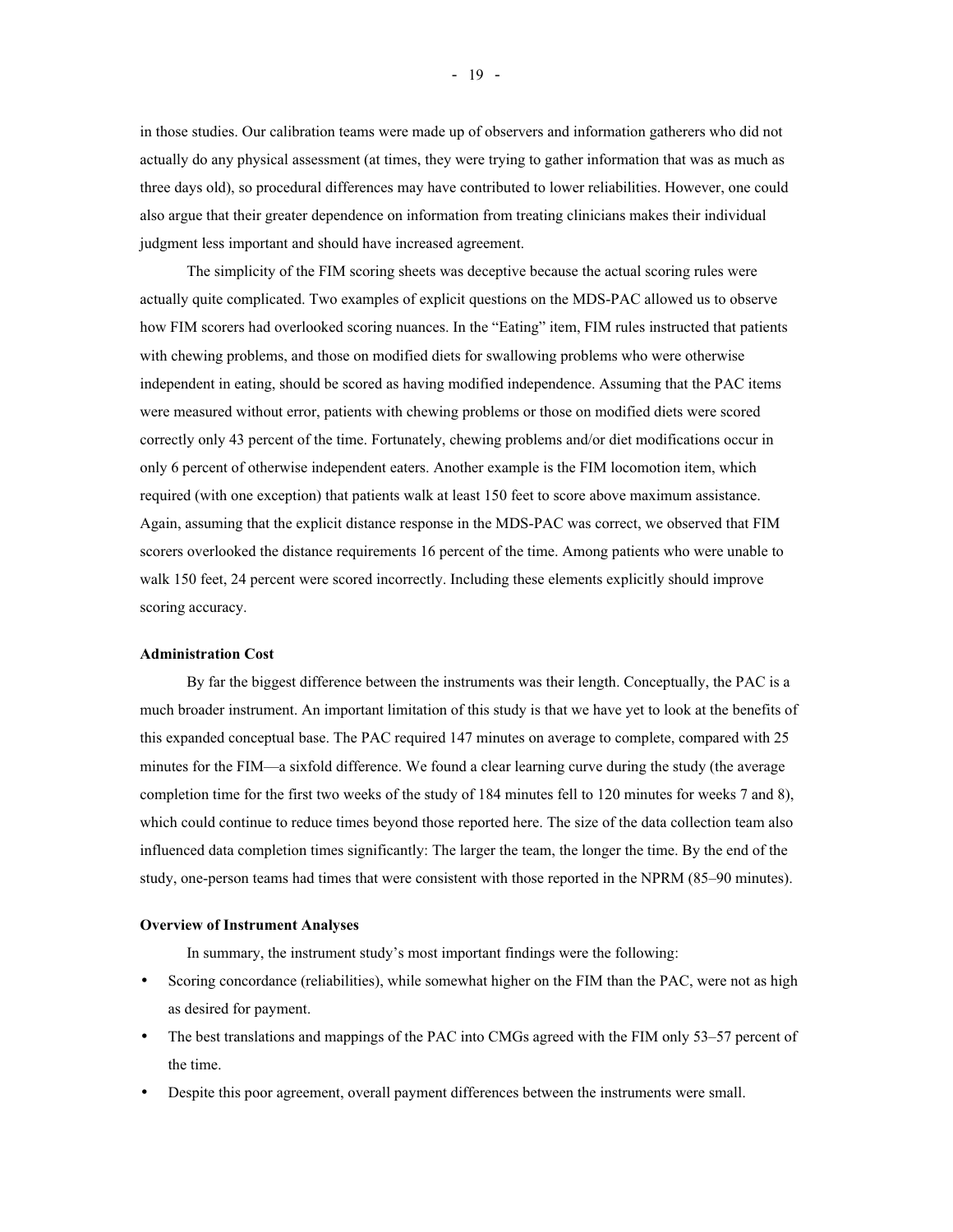in those studies. Our calibration teams were made up of observers and information gatherers who did not actually do any physical assessment (at times, they were trying to gather information that was as much as three days old), so procedural differences may have contributed to lower reliabilities. However, one could also argue that their greater dependence on information from treating clinicians makes their individual judgment less important and should have increased agreement.

The simplicity of the FIM scoring sheets was deceptive because the actual scoring rules were actually quite complicated. Two examples of explicit questions on the MDS-PAC allowed us to observe how FIM scorers had overlooked scoring nuances. In the "Eating" item, FIM rules instructed that patients with chewing problems, and those on modified diets for swallowing problems who were otherwise independent in eating, should be scored as having modified independence. Assuming that the PAC items were measured without error, patients with chewing problems or those on modified diets were scored correctly only 43 percent of the time. Fortunately, chewing problems and/or diet modifications occur in only 6 percent of otherwise independent eaters. Another example is the FIM locomotion item, which required (with one exception) that patients walk at least 150 feet to score above maximum assistance. Again, assuming that the explicit distance response in the MDS-PAC was correct, we observed that FIM scorers overlooked the distance requirements 16 percent of the time. Among patients who were unable to walk 150 feet, 24 percent were scored incorrectly. Including these elements explicitly should improve scoring accuracy.

**Administration Cost**

By far the biggest difference between the instruments was their length. Conceptually, the PAC is a much broader instrument. An important limitation of this study is that we have yet to look at the benefits of this expanded conceptual base. The PAC required 147 minutes on average to complete, compared with 25 minutes for the FIM—a sixfold difference. We found a clear learning curve during the study (the average completion time for the first two weeks of the study of 184 minutes fell to 120 minutes for weeks 7 and 8), which could continue to reduce times beyond those reported here. The size of the data collection team also influenced data completion times significantly: The larger the team, the longer the time. By the end of the study, one-person teams had times that were consistent with those reported in the NPRM (85–90 minutes).

**Overview of Instrument Analyses**

In summary, the instrument study's most important findings were the following:

- Scoring concordance (reliabilities), while somewhat higher on the FIM than the PAC, were not as high as desired for payment.
- The best translations and mappings of the PAC into CMGs agreed with the FIM only 53–57 percent of the time.
- Despite this poor agreement, overall payment differences between the instruments were small.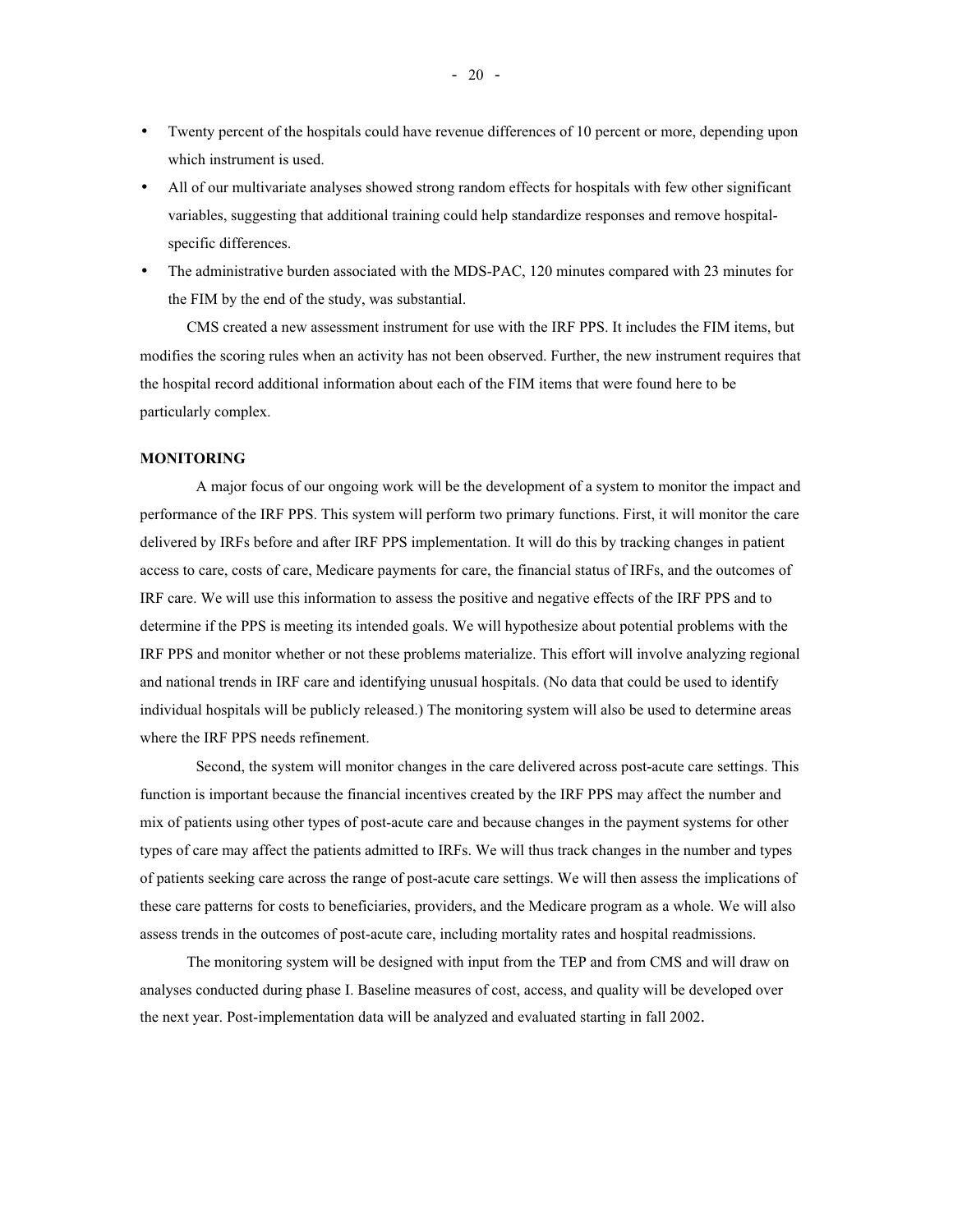- Twenty percent of the hospitals could have revenue differences of 10 percent or more, depending upon which instrument is used.
- All of our multivariate analyses showed strong random effects for hospitals with few other significant variables, suggesting that additional training could help standardize responses and remove hospital-specific differences.
- The administrative burden associated with the MDS-PAC, 120 minutes compared with 23 minutes for the FIM by the end of the study, was substantial.

CMS created a new assessment instrument for use with the IRF PPS. It includes the FIM items, but modifies the scoring rules when an activity has not been observed. Further, the new instrument requires that the hospital record additional information about each of the FIM items that were found here to be particularly complex.

**MONITORING**

A major focus of our ongoing work will be the development of a system to monitor the impact and performance of the IRF PPS. This system will perform two primary functions. First, it will monitor the care delivered by IRFs before and after IRF PPS implementation. It will do this by tracking changes in patient access to care, costs of care, Medicare payments for care, the financial status of IRFs, and the outcomes of IRF care. We will use this information to assess the positive and negative effects of the IRF PPS and to determine if the PPS is meeting its intended goals. We will hypothesize about potential problems with the IRF PPS and monitor whether or not these problems materialize. This effort will involve analyzing regional and national trends in IRF care and identifying unusual hospitals. (No data that could be used to identify individual hospitals will be publicly released.) The monitoring system will also be used to determine areas where the IRF PPS needs refinement.

Second, the system will monitor changes in the care delivered across post-acute care settings. This function is important because the financial incentives created by the IRF PPS may affect the number and mix of patients using other types of post-acute care and because changes in the payment systems for other types of care may affect the patients admitted to IRFs. We will thus track changes in the number and types of patients seeking care across the range of post-acute care settings. We will then assess the implications of these care patterns for costs to beneficiaries, providers, and the Medicare program as a whole. We will also assess trends in the outcomes of post-acute care, including mortality rates and hospital readmissions.

The monitoring system will be designed with input from the TEP and from CMS and will draw on analyses conducted during phase I. Baseline measures of cost, access, and quality will be developed over the next year. Post-implementation data will be analyzed and evaluated starting in fall 2002.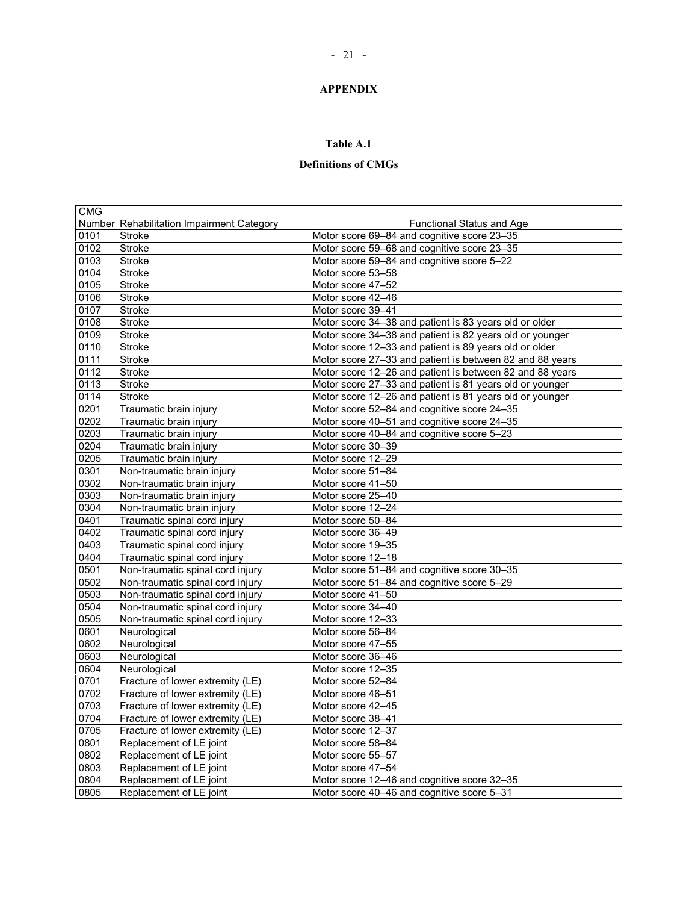# APPENDIX

**Table A.1**

**Definitions of CMGs**

| CMG Number | Rehabilitation Impairment Category | Functional Status and Age |
|---|---|---|
| 0101 | Stroke | Motor score 69–84 and cognitive score 23–35 |
| 0102 | Stroke | Motor score 59–68 and cognitive score 23–35 |
| 0103 | Stroke | Motor score 59–84 and cognitive score 5–22 |
| 0104 | Stroke | Motor score 53–58 |
| 0105 | Stroke | Motor score 47–52 |
| 0106 | Stroke | Motor score 42–46 |
| 0107 | Stroke | Motor score 39–41 |
| 0108 | Stroke | Motor score 34–38 and patient is 83 years old or older |
| 0109 | Stroke | Motor score 34–38 and patient is 82 years old or younger |
| 0110 | Stroke | Motor score 12–33 and patient is 89 years old or older |
| 0111 | Stroke | Motor score 27–33 and patient is between 82 and 88 years |
| 0112 | Stroke | Motor score 12–26 and patient is between 82 and 88 years |
| 0113 | Stroke | Motor score 27–33 and patient is 81 years old or younger |
| 0114 | Stroke | Motor score 12–26 and patient is 81 years old or younger |
| 0201 | Traumatic brain injury | Motor score 52–84 and cognitive score 24–35 |
| 0202 | Traumatic brain injury | Motor score 40–51 and cognitive score 24–35 |
| 0203 | Traumatic brain injury | Motor score 40–84 and cognitive score 5–23 |
| 0204 | Traumatic brain injury | Motor score 30–39 |
| 0205 | Traumatic brain injury | Motor score 12–29 |
| 0301 | Non-traumatic brain injury | Motor score 51–84 |
| 0302 | Non-traumatic brain injury | Motor score 41–50 |
| 0303 | Non-traumatic brain injury | Motor score 25–40 |
| 0304 | Non-traumatic brain injury | Motor score 12–24 |
| 0401 | Traumatic spinal cord injury | Motor score 50–84 |
| 0402 | Traumatic spinal cord injury | Motor score 36–49 |
| 0403 | Traumatic spinal cord injury | Motor score 19–35 |
| 0404 | Traumatic spinal cord injury | Motor score 12–18 |
| 0501 | Non-traumatic spinal cord injury | Motor score 51–84 and cognitive score 30–35 |
| 0502 | Non-traumatic spinal cord injury | Motor score 51–84 and cognitive score 5–29 |
| 0503 | Non-traumatic spinal cord injury | Motor score 41–50 |
| 0504 | Non-traumatic spinal cord injury | Motor score 34–40 |
| 0505 | Non-traumatic spinal cord injury | Motor score 12–33 |
| 0601 | Neurological | Motor score 56–84 |
| 0602 | Neurological | Motor score 47–55 |
| 0603 | Neurological | Motor score 36–46 |
| 0604 | Neurological | Motor score 12–35 |
| 0701 | Fracture of lower extremity (LE) | Motor score 52–84 |
| 0702 | Fracture of lower extremity (LE) | Motor score 46–51 |
| 0703 | Fracture of lower extremity (LE) | Motor score 42–45 |
| 0704 | Fracture of lower extremity (LE) | Motor score 38–41 |
| 0705 | Fracture of lower extremity (LE) | Motor score 12–37 |
| 0801 | Replacement of LE joint | Motor score 58–84 |
| 0802 | Replacement of LE joint | Motor score 55–57 |
| 0803 | Replacement of LE joint | Motor score 47–54 |
| 0804 | Replacement of LE joint | Motor score 12–46 and cognitive score 32–35 |
| 0805 | Replacement of LE joint | Motor score 40–46 and cognitive score 5–31 |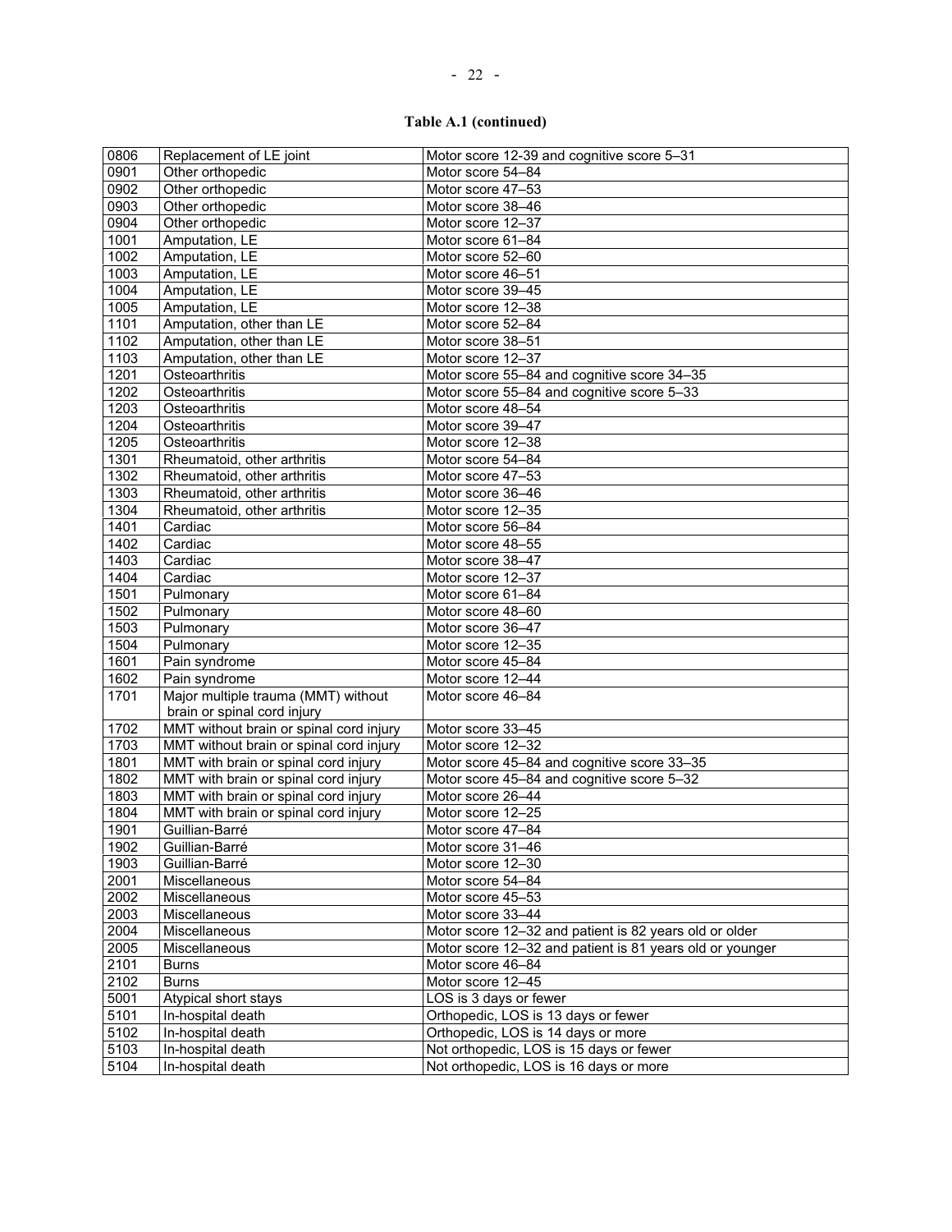**Table A.1 (continued)**

| | | |
|---|---|---|
| 0806 | Replacement of LE joint | Motor score 12-39 and cognitive score 5–31 |
| 0901 | Other orthopedic | Motor score 54–84 |
| 0902 | Other orthopedic | Motor score 47–53 |
| 0903 | Other orthopedic | Motor score 38–46 |
| 0904 | Other orthopedic | Motor score 12–37 |
| 1001 | Amputation, LE | Motor score 61–84 |
| 1002 | Amputation, LE | Motor score 52–60 |
| 1003 | Amputation, LE | Motor score 46–51 |
| 1004 | Amputation, LE | Motor score 39–45 |
| 1005 | Amputation, LE | Motor score 12–38 |
| 1101 | Amputation, other than LE | Motor score 52–84 |
| 1102 | Amputation, other than LE | Motor score 38–51 |
| 1103 | Amputation, other than LE | Motor score 12–37 |
| 1201 | Osteoarthritis | Motor score 55–84 and cognitive score 34–35 |
| 1202 | Osteoarthritis | Motor score 55–84 and cognitive score 5–33 |
| 1203 | Osteoarthritis | Motor score 48–54 |
| 1204 | Osteoarthritis | Motor score 39–47 |
| 1205 | Osteoarthritis | Motor score 12–38 |
| 1301 | Rheumatoid, other arthritis | Motor score 54–84 |
| 1302 | Rheumatoid, other arthritis | Motor score 47–53 |
| 1303 | Rheumatoid, other arthritis | Motor score 36–46 |
| 1304 | Rheumatoid, other arthritis | Motor score 12–35 |
| 1401 | Cardiac | Motor score 56–84 |
| 1402 | Cardiac | Motor score 48–55 |
| 1403 | Cardiac | Motor score 38–47 |
| 1404 | Cardiac | Motor score 12–37 |
| 1501 | Pulmonary | Motor score 61–84 |
| 1502 | Pulmonary | Motor score 48–60 |
| 1503 | Pulmonary | Motor score 36–47 |
| 1504 | Pulmonary | Motor score 12–35 |
| 1601 | Pain syndrome | Motor score 45–84 |
| 1602 | Pain syndrome | Motor score 12–44 |
| 1701 | Major multiple trauma (MMT) without brain or spinal cord injury | Motor score 46–84 |
| 1702 | MMT without brain or spinal cord injury | Motor score 33–45 |
| 1703 | MMT without brain or spinal cord injury | Motor score 12–32 |
| 1801 | MMT with brain or spinal cord injury | Motor score 45–84 and cognitive score 33–35 |
| 1802 | MMT with brain or spinal cord injury | Motor score 45–84 and cognitive score 5–32 |
| 1803 | MMT with brain or spinal cord injury | Motor score 26–44 |
| 1804 | MMT with brain or spinal cord injury | Motor score 12–25 |
| 1901 | Guillian-Barré | Motor score 47–84 |
| 1902 | Guillian-Barré | Motor score 31–46 |
| 1903 | Guillian-Barré | Motor score 12–30 |
| 2001 | Miscellaneous | Motor score 54–84 |
| 2002 | Miscellaneous | Motor score 45–53 |
| 2003 | Miscellaneous | Motor score 33–44 |
| 2004 | Miscellaneous | Motor score 12–32 and patient is 82 years old or older |
| 2005 | Miscellaneous | Motor score 12–32 and patient is 81 years old or younger |
| 2101 | Burns | Motor score 46–84 |
| 2102 | Burns | Motor score 12–45 |
| 5001 | Atypical short stays | LOS is 3 days or fewer |
| 5101 | In-hospital death | Orthopedic, LOS is 13 days or fewer |
| 5102 | In-hospital death | Orthopedic, LOS is 14 days or more |
| 5103 | In-hospital death | Not orthopedic, LOS is 15 days or fewer |
| 5104 | In-hospital death | Not orthopedic, LOS is 16 days or more |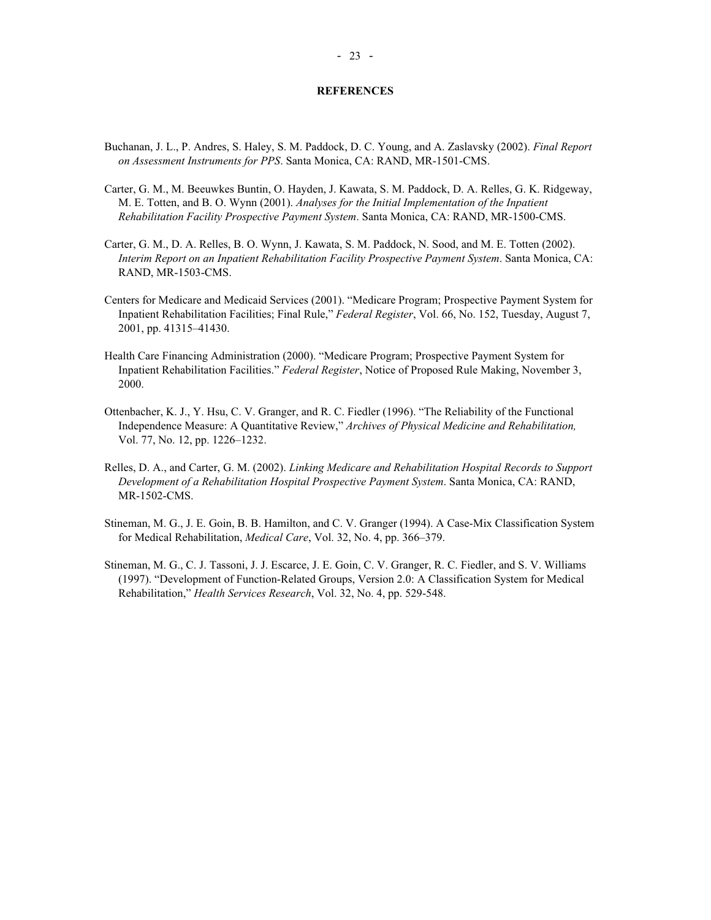# REFERENCES

Buchanan, J. L., P. Andres, S. Haley, S. M. Paddock, D. C. Young, and A. Zaslavsky (2002). *Final Report on Assessment Instruments for PPS*. Santa Monica, CA: RAND, MR-1501-CMS.

Carter, G. M., M. Beeuwkes Buntin, O. Hayden, J. Kawata, S. M. Paddock, D. A. Relles, G. K. Ridgeway, M. E. Totten, and B. O. Wynn (2001). *Analyses for the Initial Implementation of the Inpatient Rehabilitation Facility Prospective Payment System*. Santa Monica, CA: RAND, MR-1500-CMS.

Carter, G. M., D. A. Relles, B. O. Wynn, J. Kawata, S. M. Paddock, N. Sood, and M. E. Totten (2002). *Interim Report on an Inpatient Rehabilitation Facility Prospective Payment System*. Santa Monica, CA: RAND, MR-1503-CMS.

Centers for Medicare and Medicaid Services (2001). "Medicare Program; Prospective Payment System for Inpatient Rehabilitation Facilities; Final Rule," *Federal Register*, Vol. 66, No. 152, Tuesday, August 7, 2001, pp. 41315–41430.

Health Care Financing Administration (2000). "Medicare Program; Prospective Payment System for Inpatient Rehabilitation Facilities." *Federal Register*, Notice of Proposed Rule Making, November 3, 2000.

Ottenbacher, K. J., Y. Hsu, C. V. Granger, and R. C. Fiedler (1996). "The Reliability of the Functional Independence Measure: A Quantitative Review," *Archives of Physical Medicine and Rehabilitation,* Vol. 77, No. 12, pp. 1226–1232.

Relles, D. A., and Carter, G. M. (2002). *Linking Medicare and Rehabilitation Hospital Records to Support Development of a Rehabilitation Hospital Prospective Payment System*. Santa Monica, CA: RAND, MR-1502-CMS.

Stineman, M. G., J. E. Goin, B. B. Hamilton, and C. V. Granger (1994). A Case-Mix Classification System for Medical Rehabilitation, *Medical Care*, Vol. 32, No. 4, pp. 366–379.

Stineman, M. G., C. J. Tassoni, J. J. Escarce, J. E. Goin, C. V. Granger, R. C. Fiedler, and S. V. Williams (1997). "Development of Function-Related Groups, Version 2.0: A Classification System for Medical Rehabilitation," *Health Services Research*, Vol. 32, No. 4, pp. 529-548.